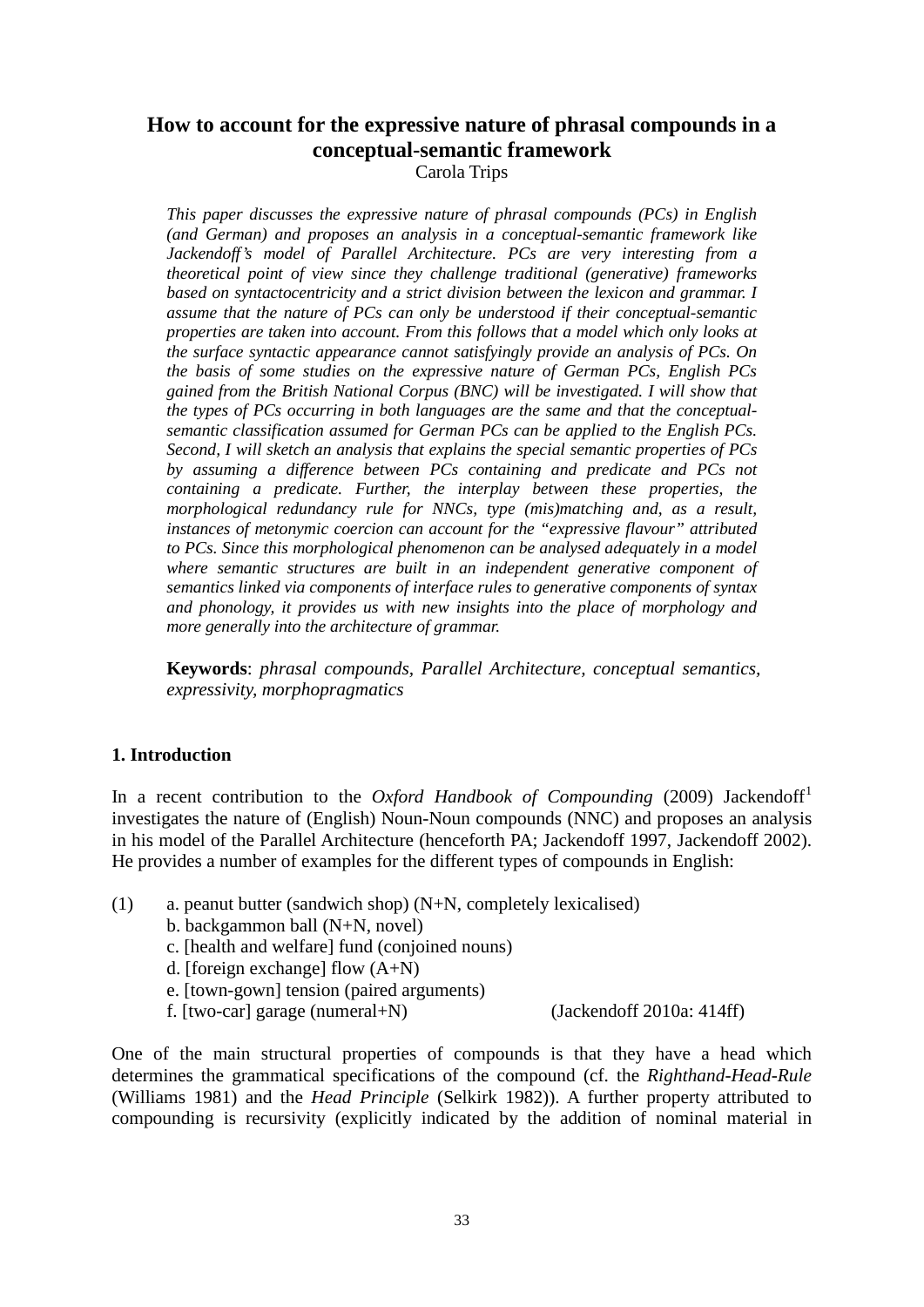# How to account for the expressive nature of phrasal compounds in a conceptual-semantic framework

Carola Trips

*This paper discusses the expressive nature of phrasal compounds (PCs) in English (and German) and proposes an analysis in a conceptual-semantic framework like Jackendoff's model of Parallel Architecture. PCs are very interesting from a theoretical point of view since they challenge traditional (generative) frameworks based on syntactocentricity and a strict division between the lexicon and grammar. I assume that the nature of PCs can only be understood if their conceptual-semantic properties are taken into account. From this follows that a model which only looks at the surface syntactic appearance cannot satisfyingly provide an analysis of PCs. On the basis of some studies on the expressive nature of German PCs, English PCs gained from the British National Corpus (BNC) will be investigated. I will show that the types of PCs occurring in both languages are the same and that the conceptual-semantic classification assumed for German PCs can be applied to the English PCs. Second, I will sketch an analysis that explains the special semantic properties of PCs by assuming a difference between PCs containing and predicate and PCs not containing a predicate. Further, the interplay between these properties, the morphological redundancy rule for NNCs, type (mis)matching and, as a result, instances of metonymic coercion can account for the "expressive flavour" attributed to PCs. Since this morphological phenomenon can be analysed adequately in a model where semantic structures are built in an independent generative component of semantics linked via components of interface rules to generative components of syntax and phonology, it provides us with new insights into the place of morphology and more generally into the architecture of grammar.*

**Keywords**: *phrasal compounds, Parallel Architecture, conceptual semantics, expressivity, morphopragmatics*

## 1. Introduction

In a recent contribution to the *Oxford Handbook of Compounding* (2009) Jackendoff[1] investigates the nature of (English) Noun-Noun compounds (NNC) and proposes an analysis in his model of the Parallel Architecture (henceforth PA; Jackendoff 1997, Jackendoff 2002). He provides a number of examples for the different types of compounds in English:

(1) a. peanut butter (sandwich shop) (N+N, completely lexicalised)
b. backgammon ball (N+N, novel)
c. [health and welfare] fund (conjoined nouns)
d. [foreign exchange] flow (A+N)
e. [town-gown] tension (paired arguments)
f. [two-car] garage (numeral+N) (Jackendoff 2010a: 414ff)

One of the main structural properties of compounds is that they have a head which determines the grammatical specifications of the compound (cf. the *Righthand-Head-Rule* (Williams 1981) and the *Head Principle* (Selkirk 1982)). A further property attributed to compounding is recursivity (explicitly indicated by the addition of nominal material in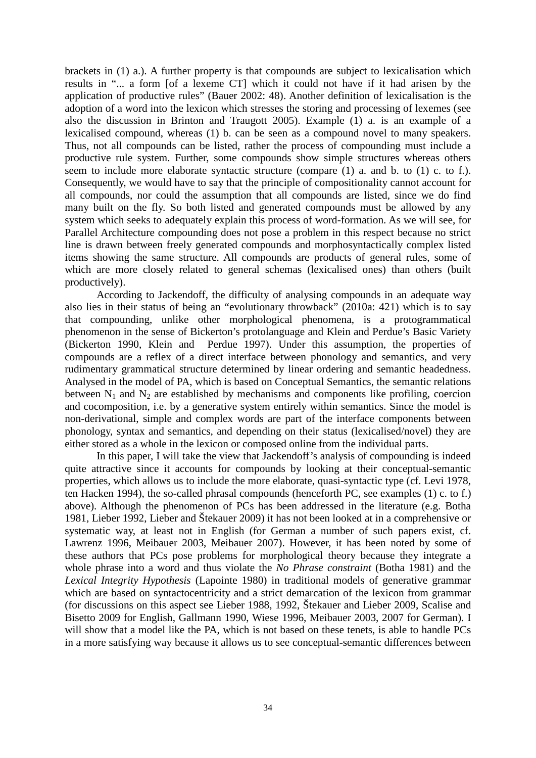brackets in (1) a.). A further property is that compounds are subject to lexicalisation which results in "... a form [of a lexeme CT] which it could not have if it had arisen by the application of productive rules" (Bauer 2002: 48). Another definition of lexicalisation is the adoption of a word into the lexicon which stresses the storing and processing of lexemes (see also the discussion in Brinton and Traugott 2005). Example (1) a. is an example of a lexicalised compound, whereas (1) b. can be seen as a compound novel to many speakers. Thus, not all compounds can be listed, rather the process of compounding must include a productive rule system. Further, some compounds show simple structures whereas others seem to include more elaborate syntactic structure (compare (1) a. and b. to (1) c. to f.). Consequently, we would have to say that the principle of compositionality cannot account for all compounds, nor could the assumption that all compounds are listed, since we do find many built on the fly. So both listed and generated compounds must be allowed by any system which seeks to adequately explain this process of word-formation. As we will see, for Parallel Architecture compounding does not pose a problem in this respect because no strict line is drawn between freely generated compounds and morphosyntactically complex listed items showing the same structure. All compounds are products of general rules, some of which are more closely related to general schemas (lexicalised ones) than others (built productively).

According to Jackendoff, the difficulty of analysing compounds in an adequate way also lies in their status of being an "evolutionary throwback" (2010a: 421) which is to say that compounding, unlike other morphological phenomena, is a protogrammatical phenomenon in the sense of Bickerton's protolanguage and Klein and Perdue's Basic Variety (Bickerton 1990, Klein and Perdue 1997). Under this assumption, the properties of compounds are a reflex of a direct interface between phonology and semantics, and very rudimentary grammatical structure determined by linear ordering and semantic headedness. Analysed in the model of PA, which is based on Conceptual Semantics, the semantic relations between $N_1$ and $N_2$ are established by mechanisms and components like profiling, coercion and cocomposition, i.e. by a generative system entirely within semantics. Since the model is non-derivational, simple and complex words are part of the interface components between phonology, syntax and semantics, and depending on their status (lexicalised/novel) they are either stored as a whole in the lexicon or composed online from the individual parts.

In this paper, I will take the view that Jackendoff's analysis of compounding is indeed quite attractive since it accounts for compounds by looking at their conceptual-semantic properties, which allows us to include the more elaborate, quasi-syntactic type (cf. Levi 1978, ten Hacken 1994), the so-called phrasal compounds (henceforth PC, see examples (1) c. to f.) above). Although the phenomenon of PCs has been addressed in the literature (e.g. Botha 1981, Lieber 1992, Lieber and Štekauer 2009) it has not been looked at in a comprehensive or systematic way, at least not in English (for German a number of such papers exist, cf. Lawrenz 1996, Meibauer 2003, Meibauer 2007). However, it has been noted by some of these authors that PCs pose problems for morphological theory because they integrate a whole phrase into a word and thus violate the *No Phrase constraint* (Botha 1981) and the *Lexical Integrity Hypothesis* (Lapointe 1980) in traditional models of generative grammar which are based on syntactocentricity and a strict demarcation of the lexicon from grammar (for discussions on this aspect see Lieber 1988, 1992, Štekauer and Lieber 2009, Scalise and Bisetto 2009 for English, Gallmann 1990, Wiese 1996, Meibauer 2003, 2007 for German). I will show that a model like the PA, which is not based on these tenets, is able to handle PCs in a more satisfying way because it allows us to see conceptual-semantic differences between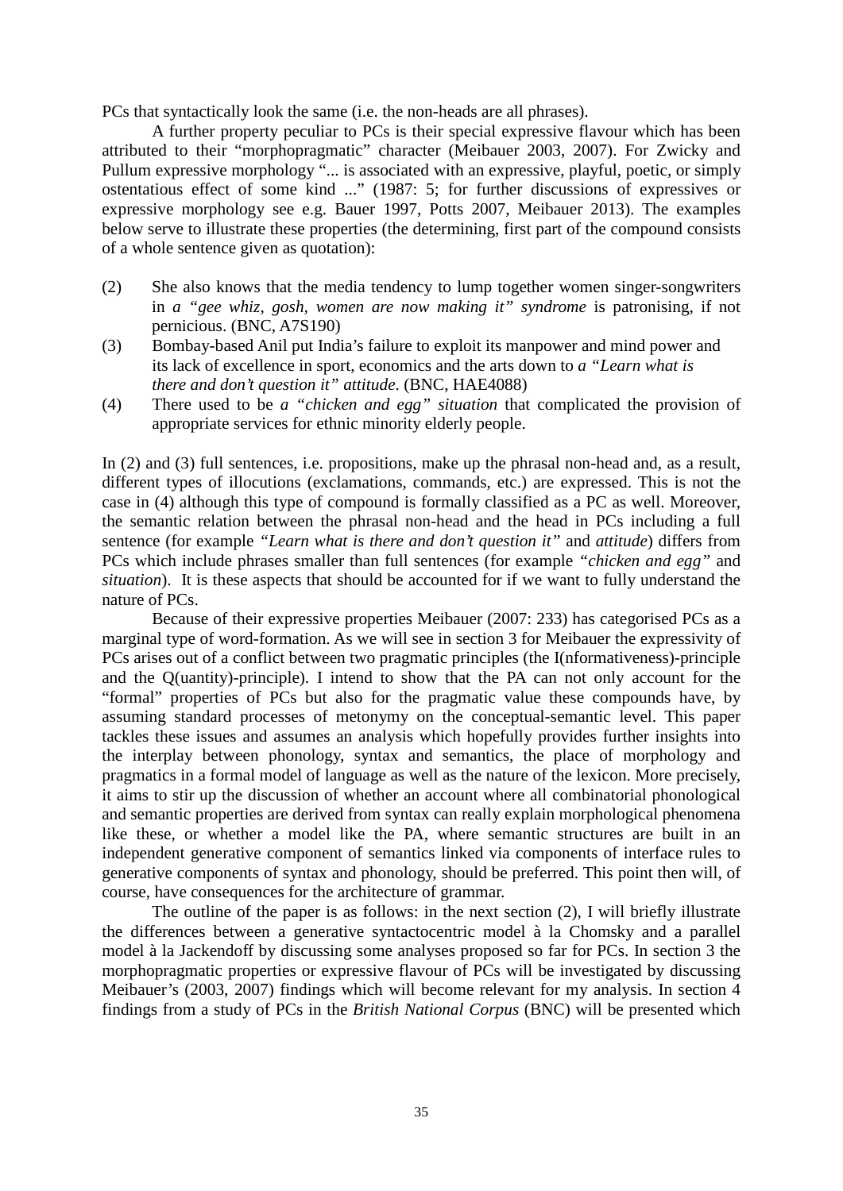PCs that syntactically look the same (i.e. the non-heads are all phrases).

A further property peculiar to PCs is their special expressive flavour which has been attributed to their "morphopragmatic" character (Meibauer 2003, 2007). For Zwicky and Pullum expressive morphology "... is associated with an expressive, playful, poetic, or simply ostentatious effect of some kind ..." (1987: 5; for further discussions of expressives or expressive morphology see e.g. Bauer 1997, Potts 2007, Meibauer 2013). The examples below serve to illustrate these properties (the determining, first part of the compound consists of a whole sentence given as quotation):

(2) She also knows that the media tendency to lump together women singer-songwriters in *a "gee whiz, gosh, women are now making it" syndrome* is patronising, if not pernicious. (BNC, A7S190)

(3) Bombay-based Anil put India's failure to exploit its manpower and mind power and its lack of excellence in sport, economics and the arts down to *a "Learn what is there and don't question it" attitude*. (BNC, HAE4088)

(4) There used to be *a "chicken and egg" situation* that complicated the provision of appropriate services for ethnic minority elderly people.

In (2) and (3) full sentences, i.e. propositions, make up the phrasal non-head and, as a result, different types of illocutions (exclamations, commands, etc.) are expressed. This is not the case in (4) although this type of compound is formally classified as a PC as well. Moreover, the semantic relation between the phrasal non-head and the head in PCs including a full sentence (for example *"Learn what is there and don't question it"* and *attitude*) differs from PCs which include phrases smaller than full sentences (for example *"chicken and egg"* and *situation*). It is these aspects that should be accounted for if we want to fully understand the nature of PCs.

Because of their expressive properties Meibauer (2007: 233) has categorised PCs as a marginal type of word-formation. As we will see in section 3 for Meibauer the expressivity of PCs arises out of a conflict between two pragmatic principles (the I(nformativeness)-principle and the Q(uantity)-principle). I intend to show that the PA can not only account for the "formal" properties of PCs but also for the pragmatic value these compounds have, by assuming standard processes of metonymy on the conceptual-semantic level. This paper tackles these issues and assumes an analysis which hopefully provides further insights into the interplay between phonology, syntax and semantics, the place of morphology and pragmatics in a formal model of language as well as the nature of the lexicon. More precisely, it aims to stir up the discussion of whether an account where all combinatorial phonological and semantic properties are derived from syntax can really explain morphological phenomena like these, or whether a model like the PA, where semantic structures are built in an independent generative component of semantics linked via components of interface rules to generative components of syntax and phonology, should be preferred. This point then will, of course, have consequences for the architecture of grammar.

The outline of the paper is as follows: in the next section (2), I will briefly illustrate the differences between a generative syntactocentric model à la Chomsky and a parallel model à la Jackendoff by discussing some analyses proposed so far for PCs. In section 3 the morphopragmatic properties or expressive flavour of PCs will be investigated by discussing Meibauer's (2003, 2007) findings which will become relevant for my analysis. In section 4 findings from a study of PCs in the *British National Corpus* (BNC) will be presented which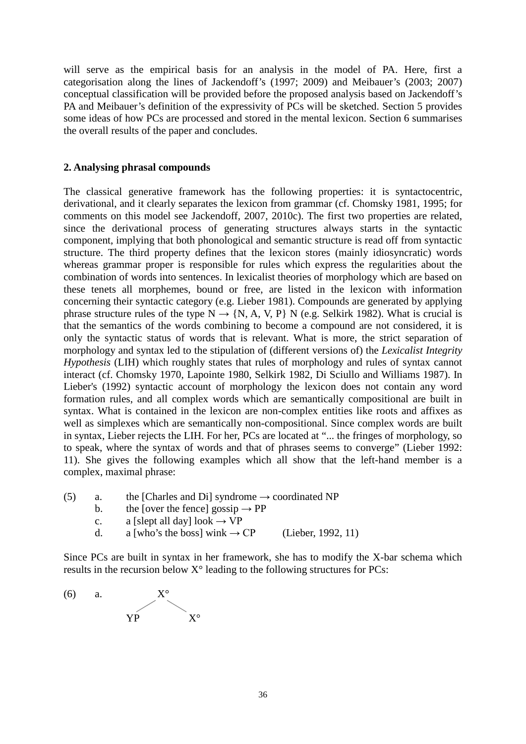will serve as the empirical basis for an analysis in the model of PA. Here, first a categorisation along the lines of Jackendoff's (1997; 2009) and Meibauer's (2003; 2007) conceptual classification will be provided before the proposed analysis based on Jackendoff's PA and Meibauer's definition of the expressivity of PCs will be sketched. Section 5 provides some ideas of how PCs are processed and stored in the mental lexicon. Section 6 summarises the overall results of the paper and concludes.

## 2. Analysing phrasal compounds

The classical generative framework has the following properties: it is syntactocentric, derivational, and it clearly separates the lexicon from grammar (cf. Chomsky 1981, 1995; for comments on this model see Jackendoff, 2007, 2010c). The first two properties are related, since the derivational process of generating structures always starts in the syntactic component, implying that both phonological and semantic structure is read off from syntactic structure. The third property defines that the lexicon stores (mainly idiosyncratic) words whereas grammar proper is responsible for rules which express the regularities about the combination of words into sentences. In lexicalist theories of morphology which are based on these tenets all morphemes, bound or free, are listed in the lexicon with information concerning their syntactic category (e.g. Lieber 1981). Compounds are generated by applying phrase structure rules of the type N → {N, A, V, P} N (e.g. Selkirk 1982). What is crucial is that the semantics of the words combining to become a compound are not considered, it is only the syntactic status of words that is relevant. What is more, the strict separation of morphology and syntax led to the stipulation of (different versions of) the *Lexicalist Integrity Hypothesis* (LIH) which roughly states that rules of morphology and rules of syntax cannot interact (cf. Chomsky 1970, Lapointe 1980, Selkirk 1982, Di Sciullo and Williams 1987). In Lieber's (1992) syntactic account of morphology the lexicon does not contain any word formation rules, and all complex words which are semantically compositional are built in syntax. What is contained in the lexicon are non-complex entities like roots and affixes as well as simplexes which are semantically non-compositional. Since complex words are built in syntax, Lieber rejects the LIH. For her, PCs are located at "... the fringes of morphology, so to speak, where the syntax of words and that of phrases seems to converge" (Lieber 1992: 11). She gives the following examples which all show that the left-hand member is a complex, maximal phrase:

(5) a. the [Charles and Di] syndrome → coordinated NP
  b. the [over the fence] gossip → PP
  c. a [slept all day] look → VP
  d. a [who's the boss] wink → CP    (Lieber, 1992, 11)

Since PCs are built in syntax in her framework, she has to modify the X-bar schema which results in the recursion below X° leading to the following structures for PCs:

(6) a.
```
        X°
       /  \
     YP    X°
```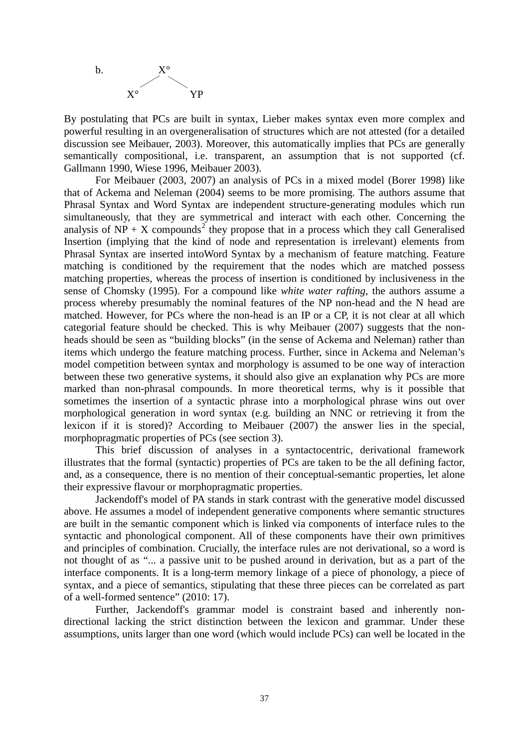b.
```
        X°
       /  \
     X°    YP
```

By postulating that PCs are built in syntax, Lieber makes syntax even more complex and powerful resulting in an overgeneralisation of structures which are not attested (for a detailed discussion see Meibauer, 2003). Moreover, this automatically implies that PCs are generally semantically compositional, i.e. transparent, an assumption that is not supported (cf. Gallmann 1990, Wiese 1996, Meibauer 2003).

For Meibauer (2003, 2007) an analysis of PCs in a mixed model (Borer 1998) like that of Ackema and Neleman (2004) seems to be more promising. The authors assume that Phrasal Syntax and Word Syntax are independent structure-generating modules which run simultaneously, that they are symmetrical and interact with each other. Concerning the analysis of NP + X compounds[2] they propose that in a process which they call Generalised Insertion (implying that the kind of node and representation is irrelevant) elements from Phrasal Syntax are inserted intoWord Syntax by a mechanism of feature matching. Feature matching is conditioned by the requirement that the nodes which are matched possess matching properties, whereas the process of insertion is conditioned by inclusiveness in the sense of Chomsky (1995). For a compound like *white water rafting*, the authors assume a process whereby presumably the nominal features of the NP non-head and the N head are matched. However, for PCs where the non-head is an IP or a CP, it is not clear at all which categorial feature should be checked. This is why Meibauer (2007) suggests that the non-heads should be seen as "building blocks" (in the sense of Ackema and Neleman) rather than items which undergo the feature matching process. Further, since in Ackema and Neleman's model competition between syntax and morphology is assumed to be one way of interaction between these two generative systems, it should also give an explanation why PCs are more marked than non-phrasal compounds. In more theoretical terms, why is it possible that sometimes the insertion of a syntactic phrase into a morphological phrase wins out over morphological generation in word syntax (e.g. building an NNC or retrieving it from the lexicon if it is stored)? According to Meibauer (2007) the answer lies in the special, morphopragmatic properties of PCs (see section 3).

This brief discussion of analyses in a syntactocentric, derivational framework illustrates that the formal (syntactic) properties of PCs are taken to be the all defining factor, and, as a consequence, there is no mention of their conceptual-semantic properties, let alone their expressive flavour or morphopragmatic properties.

Jackendoff's model of PA stands in stark contrast with the generative model discussed above. He assumes a model of independent generative components where semantic structures are built in the semantic component which is linked via components of interface rules to the syntactic and phonological component. All of these components have their own primitives and principles of combination. Crucially, the interface rules are not derivational, so a word is not thought of as "... a passive unit to be pushed around in derivation, but as a part of the interface components. It is a long-term memory linkage of a piece of phonology, a piece of syntax, and a piece of semantics, stipulating that these three pieces can be correlated as part of a well-formed sentence" (2010: 17).

Further, Jackendoff's grammar model is constraint based and inherently non-directional lacking the strict distinction between the lexicon and grammar. Under these assumptions, units larger than one word (which would include PCs) can well be located in the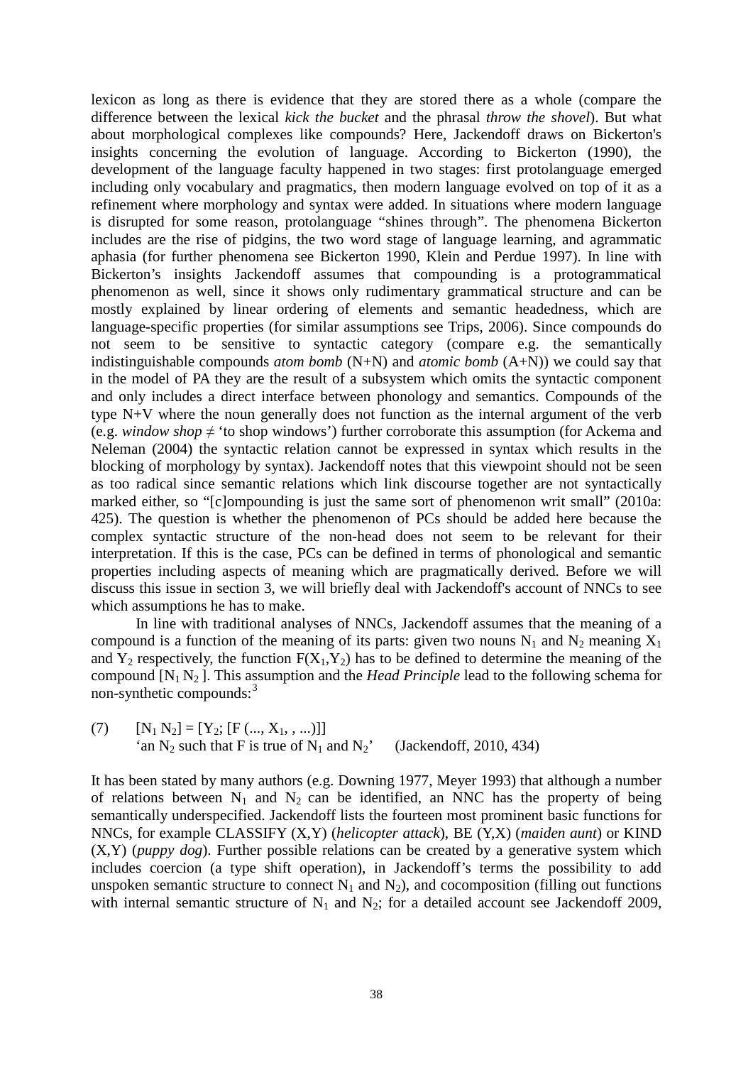lexicon as long as there is evidence that they are stored there as a whole (compare the difference between the lexical *kick the bucket* and the phrasal *throw the shovel*). But what about morphological complexes like compounds? Here, Jackendoff draws on Bickerton's insights concerning the evolution of language. According to Bickerton (1990), the development of the language faculty happened in two stages: first protolanguage emerged including only vocabulary and pragmatics, then modern language evolved on top of it as a refinement where morphology and syntax were added. In situations where modern language is disrupted for some reason, protolanguage "shines through". The phenomena Bickerton includes are the rise of pidgins, the two word stage of language learning, and agrammatic aphasia (for further phenomena see Bickerton 1990, Klein and Perdue 1997). In line with Bickerton's insights Jackendoff assumes that compounding is a protogrammatical phenomenon as well, since it shows only rudimentary grammatical structure and can be mostly explained by linear ordering of elements and semantic headedness, which are language-specific properties (for similar assumptions see Trips, 2006). Since compounds do not seem to be sensitive to syntactic category (compare e.g. the semantically indistinguishable compounds *atom bomb* (N+N) and *atomic bomb* (A+N)) we could say that in the model of PA they are the result of a subsystem which omits the syntactic component and only includes a direct interface between phonology and semantics. Compounds of the type N+V where the noun generally does not function as the internal argument of the verb (e.g. *window shop* ≠ 'to shop windows') further corroborate this assumption (for Ackema and Neleman (2004) the syntactic relation cannot be expressed in syntax which results in the blocking of morphology by syntax). Jackendoff notes that this viewpoint should not be seen as too radical since semantic relations which link discourse together are not syntactically marked either, so "[c]ompounding is just the same sort of phenomenon writ small" (2010a: 425). The question is whether the phenomenon of PCs should be added here because the complex syntactic structure of the non-head does not seem to be relevant for their interpretation. If this is the case, PCs can be defined in terms of phonological and semantic properties including aspects of meaning which are pragmatically derived. Before we will discuss this issue in section 3, we will briefly deal with Jackendoff's account of NNCs to see which assumptions he has to make.

In line with traditional analyses of NNCs, Jackendoff assumes that the meaning of a compound is a function of the meaning of its parts: given two nouns $N_1$ and $N_2$ meaning $X_1$ and $Y_2$ respectively, the function $F(X_1,Y_2)$ has to be defined to determine the meaning of the compound $[N_1 N_2]$. This assumption and the *Head Principle* lead to the following schema for non-synthetic compounds:[3]

(7) $[N_1 N_2] = [Y_2; [F (..., X_1, , ...)]]$
'an $N_2$ such that F is true of $N_1$ and $N_2$' (Jackendoff, 2010, 434)

It has been stated by many authors (e.g. Downing 1977, Meyer 1993) that although a number of relations between $N_1$ and $N_2$ can be identified, an NNC has the property of being semantically underspecified. Jackendoff lists the fourteen most prominent basic functions for NNCs, for example CLASSIFY (X,Y) (*helicopter attack*), BE (Y,X) (*maiden aunt*) or KIND (X,Y) (*puppy dog*). Further possible relations can be created by a generative system which includes coercion (a type shift operation), in Jackendoff's terms the possibility to add unspoken semantic structure to connect $N_1$ and $N_2$), and cocomposition (filling out functions with internal semantic structure of $N_1$ and $N_2$; for a detailed account see Jackendoff 2009,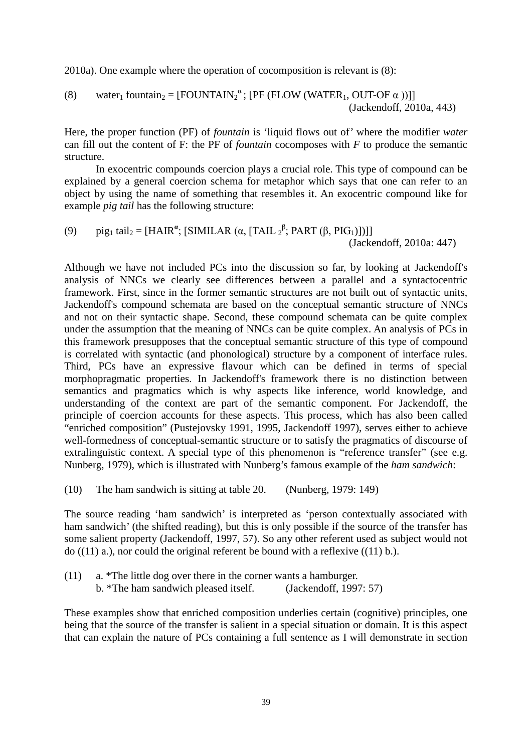2010a). One example where the operation of cocomposition is relevant is (8):

(8) water$_1$ fountain$_2$ = [FOUNTAIN$_2^{\alpha}$ ; [PF (FLOW (WATER$_1$, OUT-OF α ))]]
(Jackendoff, 2010a, 443)

Here, the proper function (PF) of *fountain* is 'liquid flows out of' where the modifier *water* can fill out the content of F: the PF of *fountain* cocomposes with *F* to produce the semantic structure.

In exocentric compounds coercion plays a crucial role. This type of compound can be explained by a general coercion schema for metaphor which says that one can refer to an object by using the name of something that resembles it. An exocentric compound like for example *pig tail* has the following structure:

(9) pig$_1$ tail$_2$ = [HAIR$^{\alpha}$; [SIMILAR (α, [TAIL $_2^{\beta}$; PART (β, PIG$_1$)])]]
(Jackendoff, 2010a: 447)

Although we have not included PCs into the discussion so far, by looking at Jackendoff's analysis of NNCs we clearly see differences between a parallel and a syntactocentric framework. First, since in the former semantic structures are not built out of syntactic units, Jackendoff's compound schemata are based on the conceptual semantic structure of NNCs and not on their syntactic shape. Second, these compound schemata can be quite complex under the assumption that the meaning of NNCs can be quite complex. An analysis of PCs in this framework presupposes that the conceptual semantic structure of this type of compound is correlated with syntactic (and phonological) structure by a component of interface rules. Third, PCs have an expressive flavour which can be defined in terms of special morphopragmatic properties. In Jackendoff's framework there is no distinction between semantics and pragmatics which is why aspects like inference, world knowledge, and understanding of the context are part of the semantic component. For Jackendoff, the principle of coercion accounts for these aspects. This process, which has also been called "enriched composition" (Pustejovsky 1991, 1995, Jackendoff 1997), serves either to achieve well-formedness of conceptual-semantic structure or to satisfy the pragmatics of discourse of extralinguistic context. A special type of this phenomenon is "reference transfer" (see e.g. Nunberg, 1979), which is illustrated with Nunberg's famous example of the *ham sandwich*:

(10) The ham sandwich is sitting at table 20. (Nunberg, 1979: 149)

The source reading 'ham sandwich' is interpreted as 'person contextually associated with ham sandwich' (the shifted reading), but this is only possible if the source of the transfer has some salient property (Jackendoff, 1997, 57). So any other referent used as subject would not do ((11) a.), nor could the original referent be bound with a reflexive ((11) b.).

(11) a. *The little dog over there in the corner wants a hamburger.
b. *The ham sandwich pleased itself. (Jackendoff, 1997: 57)

These examples show that enriched composition underlies certain (cognitive) principles, one being that the source of the transfer is salient in a special situation or domain. It is this aspect that can explain the nature of PCs containing a full sentence as I will demonstrate in section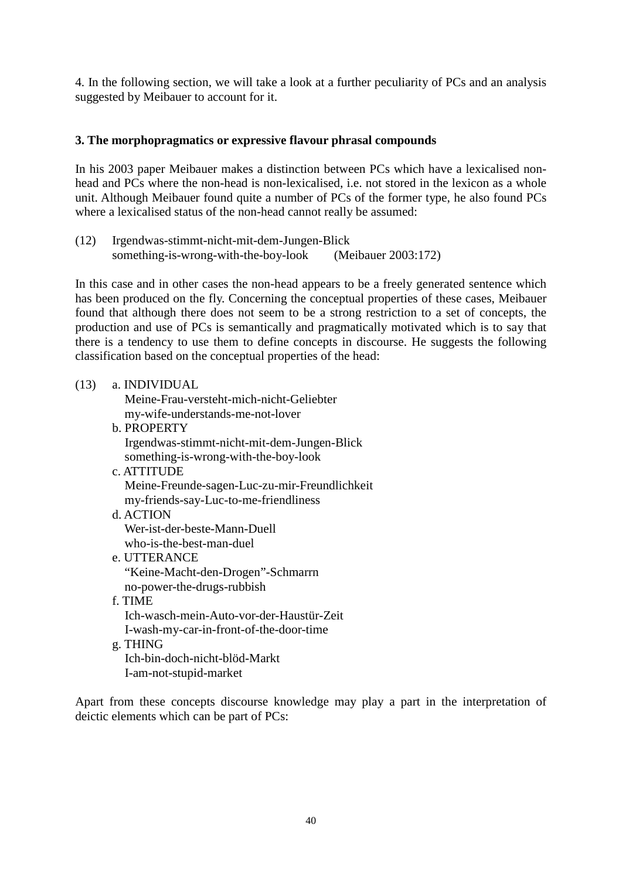4. In the following section, we will take a look at a further peculiarity of PCs and an analysis suggested by Meibauer to account for it.

### 3. The morphopragmatics or expressive flavour phrasal compounds

In his 2003 paper Meibauer makes a distinction between PCs which have a lexicalised non-head and PCs where the non-head is non-lexicalised, i.e. not stored in the lexicon as a whole unit. Although Meibauer found quite a number of PCs of the former type, he also found PCs where a lexicalised status of the non-head cannot really be assumed:

(12) Irgendwas-stimmt-nicht-mit-dem-Jungen-Blick
something-is-wrong-with-the-boy-look (Meibauer 2003:172)

In this case and in other cases the non-head appears to be a freely generated sentence which has been produced on the fly. Concerning the conceptual properties of these cases, Meibauer found that although there does not seem to be a strong restriction to a set of concepts, the production and use of PCs is semantically and pragmatically motivated which is to say that there is a tendency to use them to define concepts in discourse. He suggests the following classification based on the conceptual properties of the head:

(13)
a. INDIVIDUAL
Meine-Frau-versteht-mich-nicht-Geliebter
my-wife-understands-me-not-lover

b. PROPERTY
Irgendwas-stimmt-nicht-mit-dem-Jungen-Blick
something-is-wrong-with-the-boy-look

c. ATTITUDE
Meine-Freunde-sagen-Luc-zu-mir-Freundlichkeit
my-friends-say-Luc-to-me-friendliness

d. ACTION
Wer-ist-der-beste-Mann-Duell
who-is-the-best-man-duel

e. UTTERANCE
"Keine-Macht-den-Drogen"-Schmarrn
no-power-the-drugs-rubbish

f. TIME
Ich-wasch-mein-Auto-vor-der-Haustür-Zeit
I-wash-my-car-in-front-of-the-door-time

g. THING
Ich-bin-doch-nicht-blöd-Markt
I-am-not-stupid-market

Apart from these concepts discourse knowledge may play a part in the interpretation of deictic elements which can be part of PCs: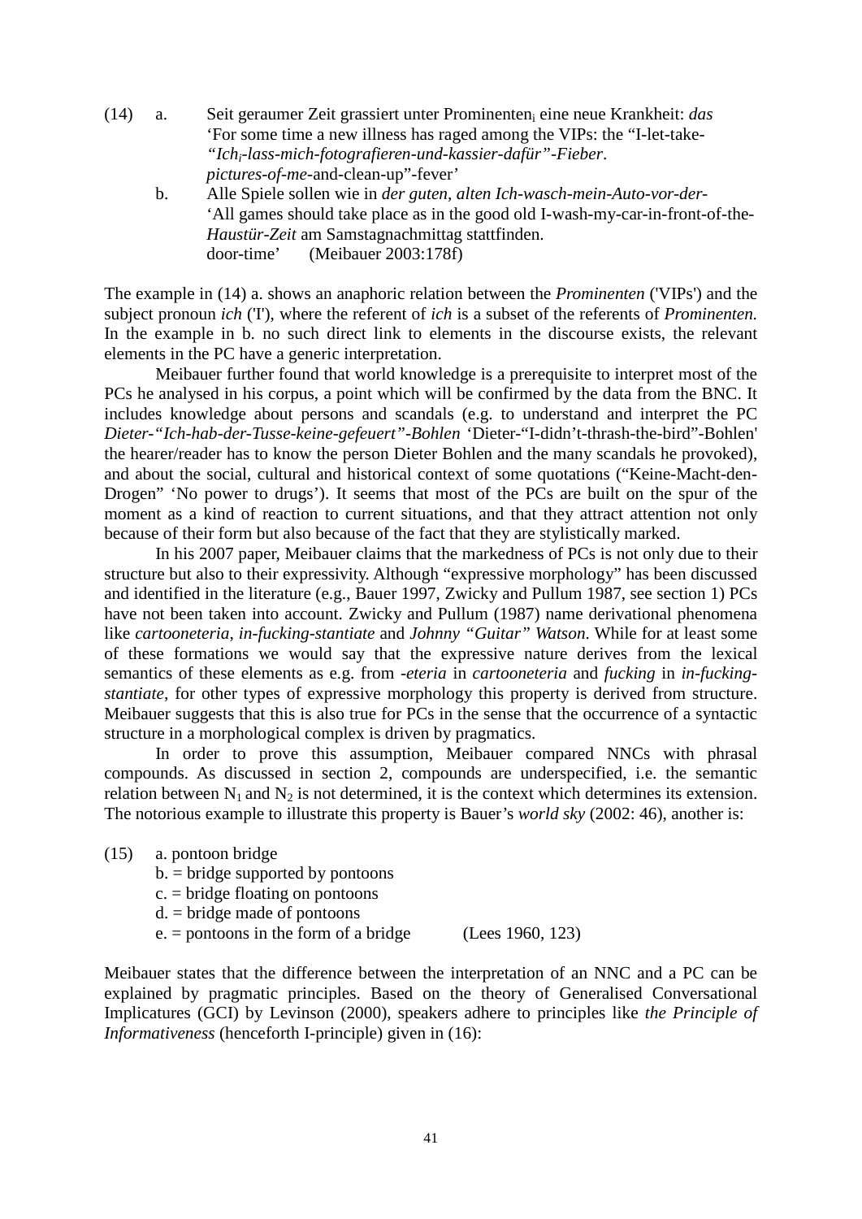(14) a. Seit geraumer Zeit grassiert unter Prominenten$_i$ eine neue Krankheit: *das*
'For some time a new illness has raged among the VIPs: the "I-let-take-
*"Ich$_i$-lass-mich-fotografieren-und-kassier-dafür"-Fieber*.
*pictures-of-me*-and-clean-up"-fever'

b. Alle Spiele sollen wie in *der guten, alten Ich-wasch-mein-Auto-vor-der-*
'All games should take place as in the good old I-wash-my-car-in-front-of-the-
*Haustür-Zeit* am Samstagnachmittag stattfinden.
door-time' (Meibauer 2003:178f)

The example in (14) a. shows an anaphoric relation between the *Prominenten* ('VIPs') and the subject pronoun *ich* ('I'), where the referent of *ich* is a subset of the referents of *Prominenten.* In the example in b. no such direct link to elements in the discourse exists, the relevant elements in the PC have a generic interpretation.

Meibauer further found that world knowledge is a prerequisite to interpret most of the PCs he analysed in his corpus, a point which will be confirmed by the data from the BNC. It includes knowledge about persons and scandals (e.g. to understand and interpret the PC *Dieter-"Ich-hab-der-Tusse-keine-gefeuert"-Bohlen* 'Dieter-"I-didn't-thrash-the-bird"-Bohlen' the hearer/reader has to know the person Dieter Bohlen and the many scandals he provoked), and about the social, cultural and historical context of some quotations ("Keine-Macht-den-Drogen" 'No power to drugs'). It seems that most of the PCs are built on the spur of the moment as a kind of reaction to current situations, and that they attract attention not only because of their form but also because of the fact that they are stylistically marked.

In his 2007 paper, Meibauer claims that the markedness of PCs is not only due to their structure but also to their expressivity. Although "expressive morphology" has been discussed and identified in the literature (e.g., Bauer 1997, Zwicky and Pullum 1987, see section 1) PCs have not been taken into account. Zwicky and Pullum (1987) name derivational phenomena like *cartooneteria*, *in-fucking-stantiate* and *Johnny "Guitar" Watson*. While for at least some of these formations we would say that the expressive nature derives from the lexical semantics of these elements as e.g. from *-eteria* in *cartooneteria* and *fucking* in *in-fucking-stantiate*, for other types of expressive morphology this property is derived from structure. Meibauer suggests that this is also true for PCs in the sense that the occurrence of a syntactic structure in a morphological complex is driven by pragmatics.

In order to prove this assumption, Meibauer compared NNCs with phrasal compounds. As discussed in section 2, compounds are underspecified, i.e. the semantic relation between $N_1$ and $N_2$ is not determined, it is the context which determines its extension. The notorious example to illustrate this property is Bauer's *world sky* (2002: 46), another is:

(15) a. pontoon bridge
b. = bridge supported by pontoons
c. = bridge floating on pontoons
d. = bridge made of pontoons
e. = pontoons in the form of a bridge (Lees 1960, 123)

Meibauer states that the difference between the interpretation of an NNC and a PC can be explained by pragmatic principles. Based on the theory of Generalised Conversational Implicatures (GCI) by Levinson (2000), speakers adhere to principles like *the Principle of Informativeness* (henceforth I-principle) given in (16):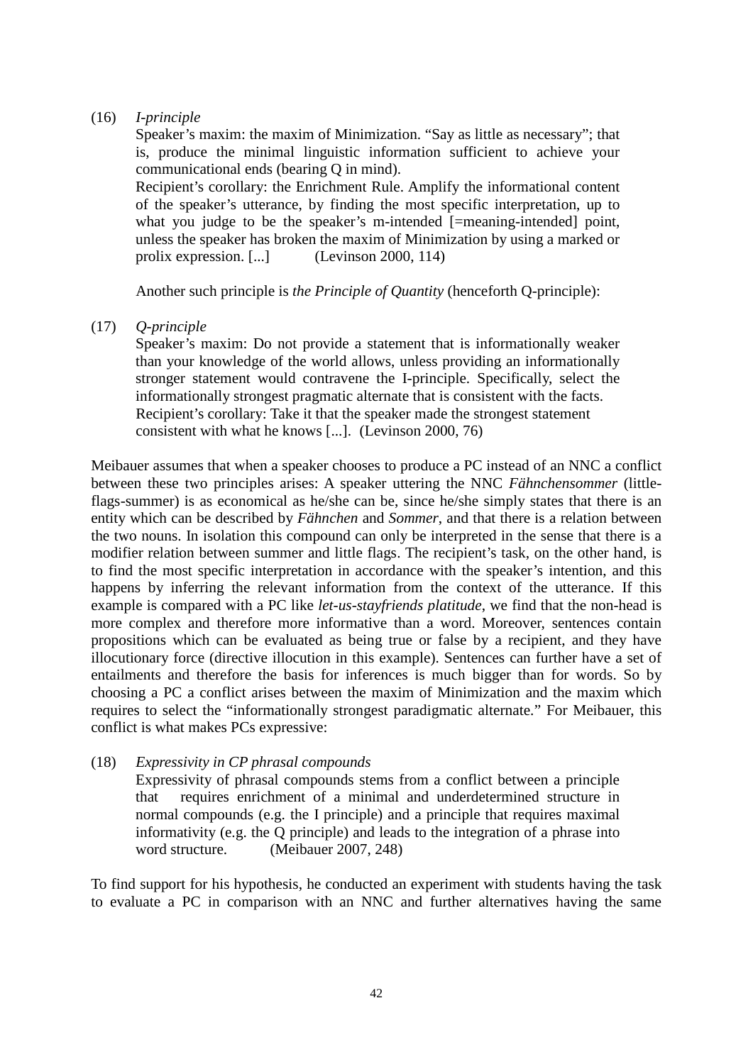(16) *I-principle*

Speaker's maxim: the maxim of Minimization. "Say as little as necessary"; that is, produce the minimal linguistic information sufficient to achieve your communicational ends (bearing Q in mind).
Recipient's corollary: the Enrichment Rule. Amplify the informational content of the speaker's utterance, by finding the most specific interpretation, up to what you judge to be the speaker's m-intended [=meaning-intended] point, unless the speaker has broken the maxim of Minimization by using a marked or prolix expression. [...] (Levinson 2000, 114)

Another such principle is *the Principle of Quantity* (henceforth Q-principle):

(17) *Q-principle*

Speaker's maxim: Do not provide a statement that is informationally weaker than your knowledge of the world allows, unless providing an informationally stronger statement would contravene the I-principle. Specifically, select the informationally strongest pragmatic alternate that is consistent with the facts.
Recipient's corollary: Take it that the speaker made the strongest statement consistent with what he knows [...]. (Levinson 2000, 76)

Meibauer assumes that when a speaker chooses to produce a PC instead of an NNC a conflict between these two principles arises: A speaker uttering the NNC *Fähnchensommer* (little-flags-summer) is as economical as he/she can be, since he/she simply states that there is an entity which can be described by *Fähnchen* and *Sommer*, and that there is a relation between the two nouns. In isolation this compound can only be interpreted in the sense that there is a modifier relation between summer and little flags. The recipient's task, on the other hand, is to find the most specific interpretation in accordance with the speaker's intention, and this happens by inferring the relevant information from the context of the utterance. If this example is compared with a PC like *let-us-stayfriends platitude*, we find that the non-head is more complex and therefore more informative than a word. Moreover, sentences contain propositions which can be evaluated as being true or false by a recipient, and they have illocutionary force (directive illocution in this example). Sentences can further have a set of entailments and therefore the basis for inferences is much bigger than for words. So by choosing a PC a conflict arises between the maxim of Minimization and the maxim which requires to select the "informationally strongest paradigmatic alternate." For Meibauer, this conflict is what makes PCs expressive:

(18) *Expressivity in CP phrasal compounds*

Expressivity of phrasal compounds stems from a conflict between a principle that requires enrichment of a minimal and underdetermined structure in normal compounds (e.g. the I principle) and a principle that requires maximal informativity (e.g. the Q principle) and leads to the integration of a phrase into word structure. (Meibauer 2007, 248)

To find support for his hypothesis, he conducted an experiment with students having the task to evaluate a PC in comparison with an NNC and further alternatives having the same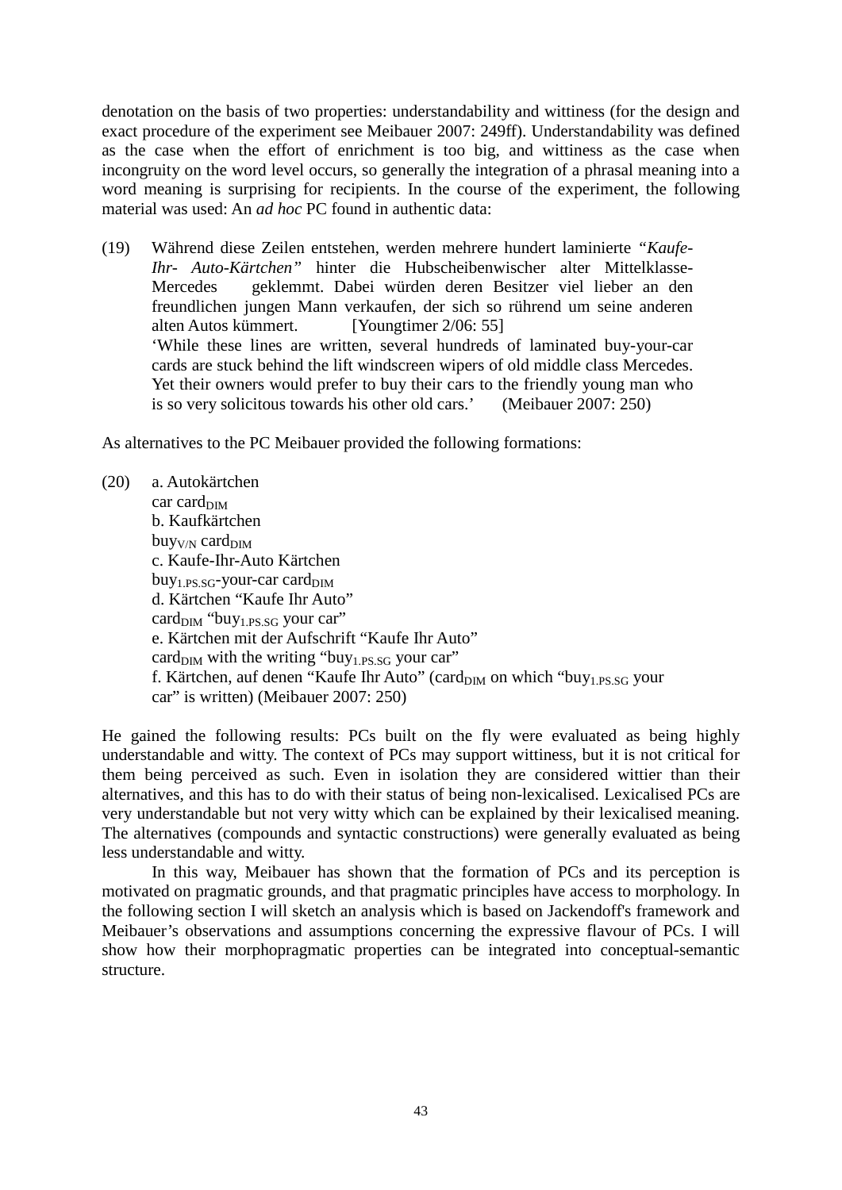denotation on the basis of two properties: understandability and wittiness (for the design and exact procedure of the experiment see Meibauer 2007: 249ff). Understandability was defined as the case when the effort of enrichment is too big, and wittiness as the case when incongruity on the word level occurs, so generally the integration of a phrasal meaning into a word meaning is surprising for recipients. In the course of the experiment, the following material was used: An *ad hoc* PC found in authentic data:

(19) Während diese Zeilen entstehen, werden mehrere hundert laminierte *"Kaufe-Ihr- Auto-Kärtchen"* hinter die Hubscheibenwischer alter Mittelklasse-Mercedes geklemmt. Dabei würden deren Besitzer viel lieber an den freundlichen jungen Mann verkaufen, der sich so rührend um seine anderen alten Autos kümmert. [Youngtimer 2/06: 55]
'While these lines are written, several hundreds of laminated buy-your-car cards are stuck behind the lift windscreen wipers of old middle class Mercedes. Yet their owners would prefer to buy their cars to the friendly young man who is so very solicitous towards his other old cars.' (Meibauer 2007: 250)

As alternatives to the PC Meibauer provided the following formations:

(20) a. Autokärtchen
car $\text{card}_{\text{DIM}}$
b. Kaufkärtchen
$\text{buy}_{\text{V/N}}$ $\text{card}_{\text{DIM}}$
c. Kaufe-Ihr-Auto Kärtchen
$\text{buy}_{\text{1.PS.SG}}$-your-car $\text{card}_{\text{DIM}}$
d. Kärtchen "Kaufe Ihr Auto"
$\text{card}_{\text{DIM}}$ "$\text{buy}_{\text{1.PS.SG}}$ your car"
e. Kärtchen mit der Aufschrift "Kaufe Ihr Auto"
$\text{card}_{\text{DIM}}$ with the writing "$\text{buy}_{\text{1.PS.SG}}$ your car"
f. Kärtchen, auf denen "Kaufe Ihr Auto" ($\text{card}_{\text{DIM}}$ on which "$\text{buy}_{\text{1.PS.SG}}$ your car" is written) (Meibauer 2007: 250)

He gained the following results: PCs built on the fly were evaluated as being highly understandable and witty. The context of PCs may support wittiness, but it is not critical for them being perceived as such. Even in isolation they are considered wittier than their alternatives, and this has to do with their status of being non-lexicalised. Lexicalised PCs are very understandable but not very witty which can be explained by their lexicalised meaning. The alternatives (compounds and syntactic constructions) were generally evaluated as being less understandable and witty.

In this way, Meibauer has shown that the formation of PCs and its perception is motivated on pragmatic grounds, and that pragmatic principles have access to morphology. In the following section I will sketch an analysis which is based on Jackendoff's framework and Meibauer's observations and assumptions concerning the expressive flavour of PCs. I will show how their morphopragmatic properties can be integrated into conceptual-semantic structure.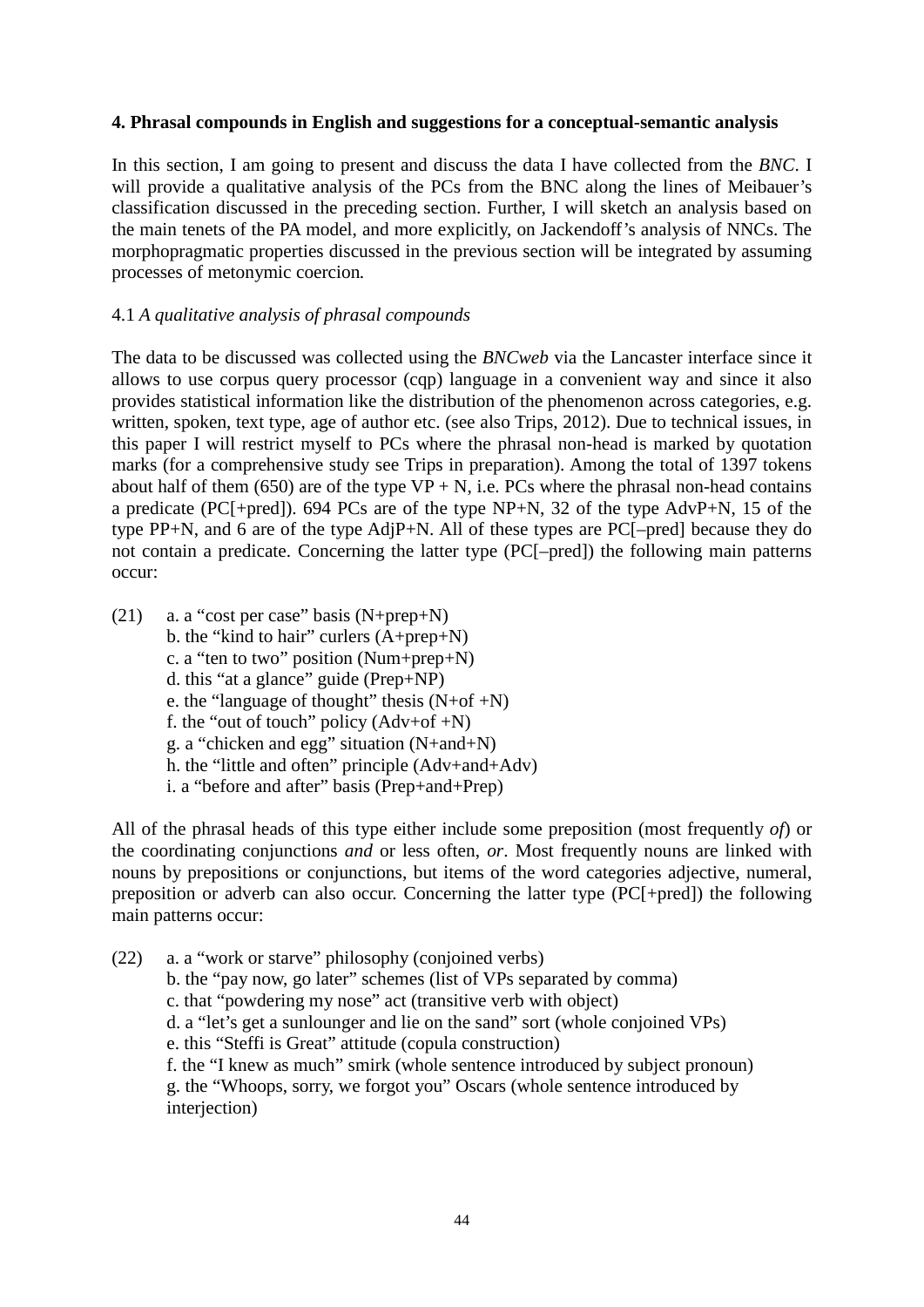## 4. Phrasal compounds in English and suggestions for a conceptual-semantic analysis

In this section, I am going to present and discuss the data I have collected from the *BNC*. I will provide a qualitative analysis of the PCs from the BNC along the lines of Meibauer's classification discussed in the preceding section. Further, I will sketch an analysis based on the main tenets of the PA model, and more explicitly, on Jackendoff's analysis of NNCs. The morphopragmatic properties discussed in the previous section will be integrated by assuming processes of metonymic coercion.

### 4.1 *A qualitative analysis of phrasal compounds*

The data to be discussed was collected using the *BNCweb* via the Lancaster interface since it allows to use corpus query processor (cqp) language in a convenient way and since it also provides statistical information like the distribution of the phenomenon across categories, e.g. written, spoken, text type, age of author etc. (see also Trips, 2012). Due to technical issues, in this paper I will restrict myself to PCs where the phrasal non-head is marked by quotation marks (for a comprehensive study see Trips in preparation). Among the total of 1397 tokens about half of them (650) are of the type VP + N, i.e. PCs where the phrasal non-head contains a predicate (PC[+pred]). 694 PCs are of the type NP+N, 32 of the type AdvP+N, 15 of the type PP+N, and 6 are of the type AdjP+N. All of these types are PC[–pred] because they do not contain a predicate. Concerning the latter type (PC[–pred]) the following main patterns occur:

(21)
a. a "cost per case" basis (N+prep+N)
b. the "kind to hair" curlers (A+prep+N)
c. a "ten to two" position (Num+prep+N)
d. this "at a glance" guide (Prep+NP)
e. the "language of thought" thesis (N+of +N)
f. the "out of touch" policy (Adv+of +N)
g. a "chicken and egg" situation (N+and+N)
h. the "little and often" principle (Adv+and+Adv)
i. a "before and after" basis (Prep+and+Prep)

All of the phrasal heads of this type either include some preposition (most frequently *of*) or the coordinating conjunctions *and* or less often, *or*. Most frequently nouns are linked with nouns by prepositions or conjunctions, but items of the word categories adjective, numeral, preposition or adverb can also occur. Concerning the latter type (PC[+pred]) the following main patterns occur:

(22)
a. a "work or starve" philosophy (conjoined verbs)
b. the "pay now, go later" schemes (list of VPs separated by comma)
c. that "powdering my nose" act (transitive verb with object)
d. a "let's get a sunlounger and lie on the sand" sort (whole conjoined VPs)
e. this "Steffi is Great" attitude (copula construction)
f. the "I knew as much" smirk (whole sentence introduced by subject pronoun)
g. the "Whoops, sorry, we forgot you" Oscars (whole sentence introduced by interjection)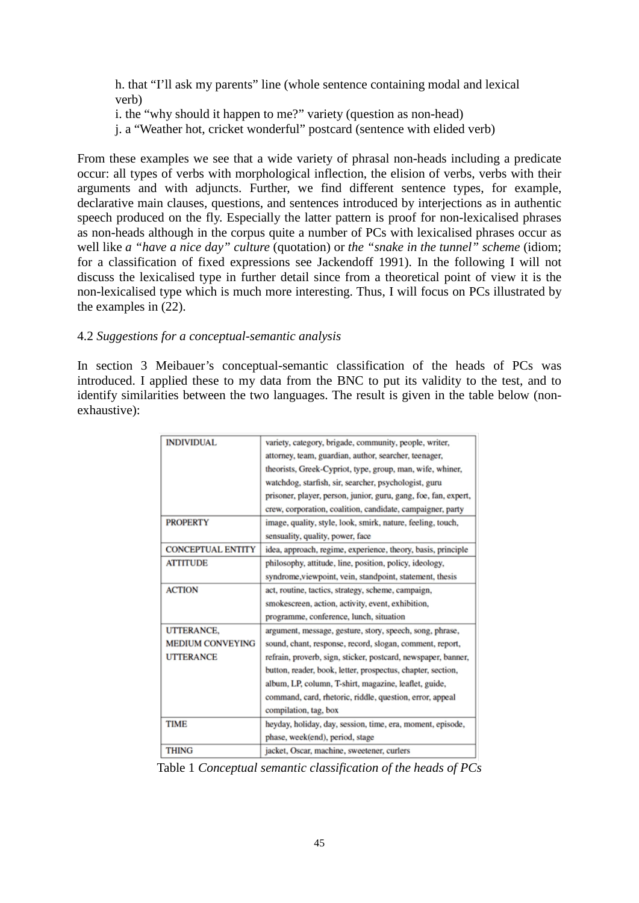h. that "I'll ask my parents" line (whole sentence containing modal and lexical verb)
i. the "why should it happen to me?" variety (question as non-head)
j. a "Weather hot, cricket wonderful" postcard (sentence with elided verb)

From these examples we see that a wide variety of phrasal non-heads including a predicate occur: all types of verbs with morphological inflection, the elision of verbs, verbs with their arguments and with adjuncts. Further, we find different sentence types, for example, declarative main clauses, questions, and sentences introduced by interjections as in authentic speech produced on the fly. Especially the latter pattern is proof for non-lexicalised phrases as non-heads although in the corpus quite a number of PCs with lexicalised phrases occur as well like *a "have a nice day" culture* (quotation) or *the "snake in the tunnel" scheme* (idiom; for a classification of fixed expressions see Jackendoff 1991). In the following I will not discuss the lexicalised type in further detail since from a theoretical point of view it is the non-lexicalised type which is much more interesting. Thus, I will focus on PCs illustrated by the examples in (22).

4.2 *Suggestions for a conceptual-semantic analysis*

In section 3 Meibauer's conceptual-semantic classification of the heads of PCs was introduced. I applied these to my data from the BNC to put its validity to the test, and to identify similarities between the two languages. The result is given in the table below (non-exhaustive):

| | |
|---|---|
| INDIVIDUAL | variety, category, brigade, community, people, writer, attorney, team, guardian, author, searcher, teenager, theorists, Greek-Cypriot, type, group, man, wife, whiner, watchdog, starfish, sir, searcher, psychologist, guru prisoner, player, person, junior, guru, gang, foe, fan, expert, crew, corporation, coalition, candidate, campaigner, party |
| PROPERTY | image, quality, style, look, smirk, nature, feeling, touch, sensuality, quality, power, face |
| CONCEPTUAL ENTITY | idea, approach, regime, experience, theory, basis, principle |
| ATTITUDE | philosophy, attitude, line, position, policy, ideology, syndrome,viewpoint, vein, standpoint, statement, thesis |
| ACTION | act, routine, tactics, strategy, scheme, campaign, smokescreen, action, activity, event, exhibition, programme, conference, lunch, situation |
| UTTERANCE, MEDIUM CONVEYING UTTERANCE | argument, message, gesture, story, speech, song, phrase, sound, chant, response, record, slogan, comment, report, refrain, proverb, sign, sticker, postcard, newspaper, banner, button, reader, book, letter, prospectus, chapter, section, album, LP, column, T-shirt, magazine, leaflet, guide, command, card, rhetoric, riddle, question, error, appeal compilation, tag, box |
| TIME | heyday, holiday, day, session, time, era, moment, episode, phase, week(end), period, stage |
| THING | jacket, Oscar, machine, sweetener, curlers |

Table 1 *Conceptual semantic classification of the heads of PCs*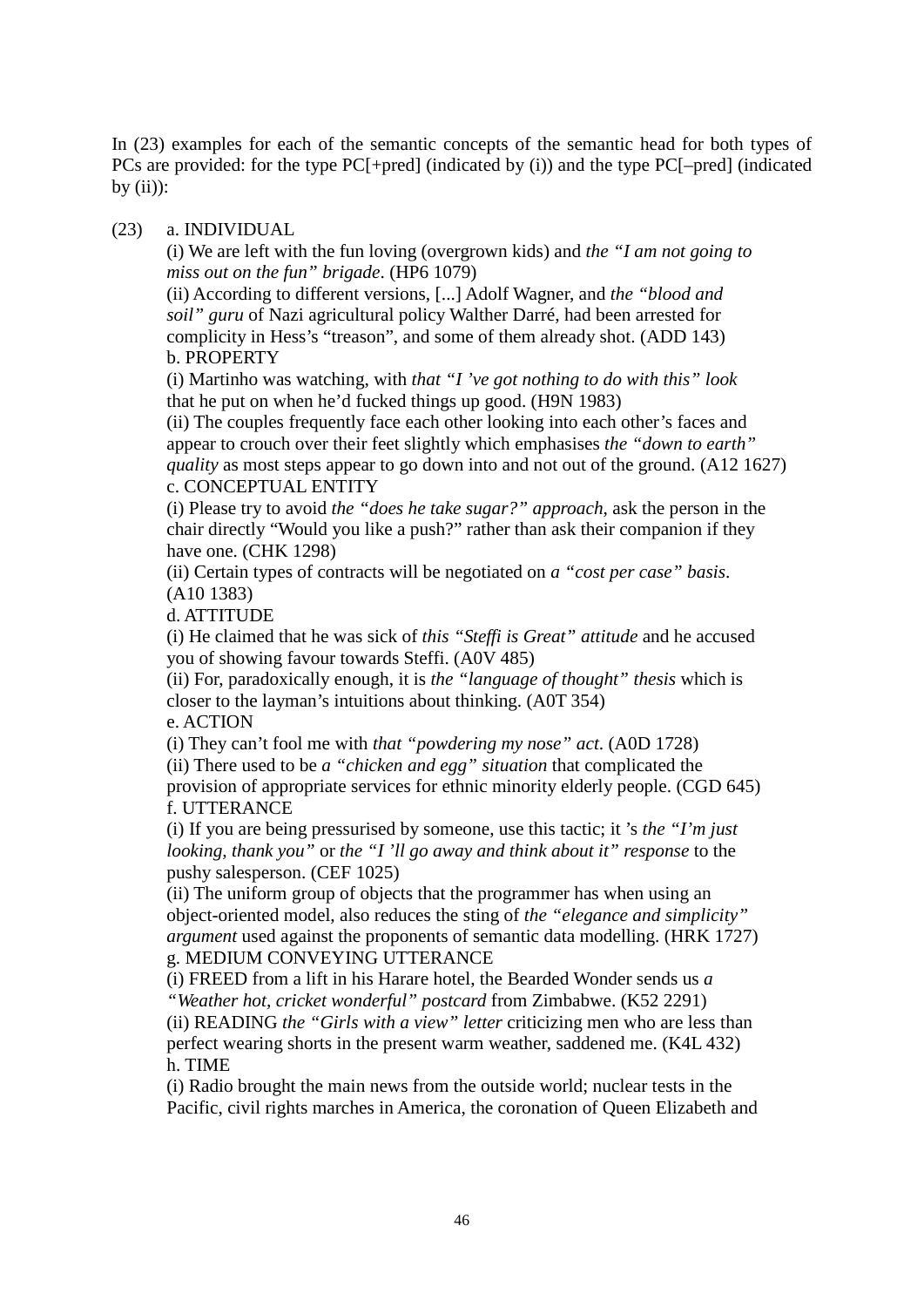In (23) examples for each of the semantic concepts of the semantic head for both types of PCs are provided: for the type PC[+pred] (indicated by (i)) and the type PC[–pred] (indicated by (ii)):

(23) a. INDIVIDUAL

(i) We are left with the fun loving (overgrown kids) and *the "I am not going to miss out on the fun" brigade*. (HP6 1079)

(ii) According to different versions, [...] Adolf Wagner, and *the "blood and soil" guru* of Nazi agricultural policy Walther Darré, had been arrested for complicity in Hess's "treason", and some of them already shot. (ADD 143)

b. PROPERTY

(i) Martinho was watching, with *that "I 've got nothing to do with this" look* that he put on when he'd fucked things up good. (H9N 1983)

(ii) The couples frequently face each other looking into each other's faces and appear to crouch over their feet slightly which emphasises *the "down to earth" quality* as most steps appear to go down into and not out of the ground. (A12 1627)

c. CONCEPTUAL ENTITY

(i) Please try to avoid *the "does he take sugar?" approach*, ask the person in the chair directly "Would you like a push?" rather than ask their companion if they have one. (CHK 1298)

(ii) Certain types of contracts will be negotiated on *a "cost per case" basis*. (A10 1383)

d. ATTITUDE

(i) He claimed that he was sick of *this "Steffi is Great" attitude* and he accused you of showing favour towards Steffi. (A0V 485)

(ii) For, paradoxically enough, it is *the "language of thought" thesis* which is closer to the layman's intuitions about thinking. (A0T 354)

e. ACTION

(i) They can't fool me with *that "powdering my nose" act*. (A0D 1728)

(ii) There used to be *a "chicken and egg" situation* that complicated the provision of appropriate services for ethnic minority elderly people. (CGD 645)

f. UTTERANCE

(i) If you are being pressurised by someone, use this tactic; it 's *the "I'm just looking, thank you"* or *the "I 'll go away and think about it" response* to the pushy salesperson. (CEF 1025)

(ii) The uniform group of objects that the programmer has when using an object-oriented model, also reduces the sting of *the "elegance and simplicity" argument* used against the proponents of semantic data modelling. (HRK 1727)

g. MEDIUM CONVEYING UTTERANCE

(i) FREED from a lift in his Harare hotel, the Bearded Wonder sends us *a "Weather hot, cricket wonderful" postcard* from Zimbabwe. (K52 2291)

(ii) READING *the "Girls with a view" letter* criticizing men who are less than perfect wearing shorts in the present warm weather, saddened me. (K4L 432)

h. TIME

(i) Radio brought the main news from the outside world; nuclear tests in the Pacific, civil rights marches in America, the coronation of Queen Elizabeth and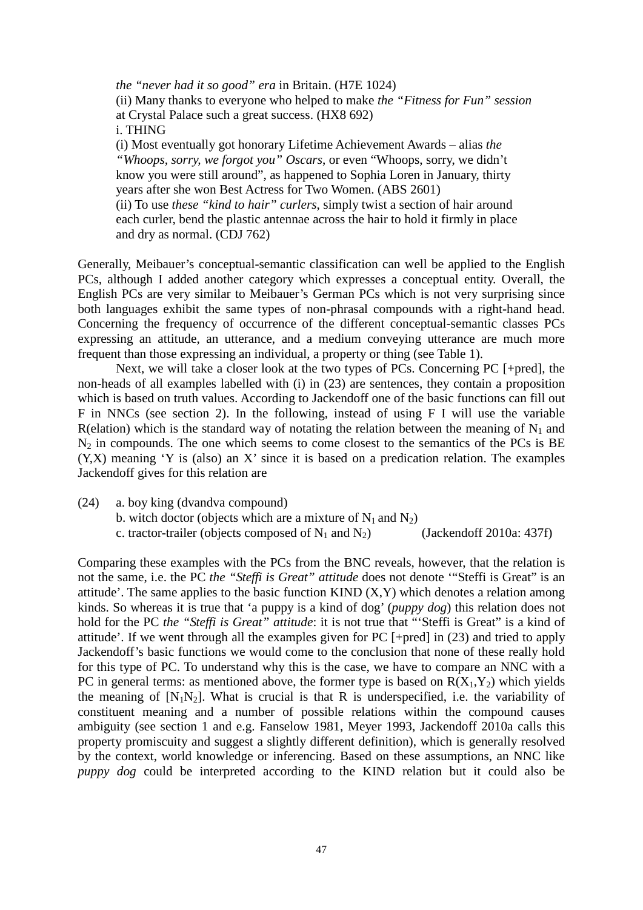*the "never had it so good" era* in Britain. (H7E 1024)
(ii) Many thanks to everyone who helped to make *the "Fitness for Fun" session* at Crystal Palace such a great success. (HX8 692)
i. THING
(i) Most eventually got honorary Lifetime Achievement Awards – alias *the "Whoops, sorry, we forgot you" Oscars*, or even "Whoops, sorry, we didn't know you were still around", as happened to Sophia Loren in January, thirty years after she won Best Actress for Two Women. (ABS 2601)
(ii) To use *these "kind to hair" curlers*, simply twist a section of hair around each curler, bend the plastic antennae across the hair to hold it firmly in place and dry as normal. (CDJ 762)

Generally, Meibauer's conceptual-semantic classification can well be applied to the English PCs, although I added another category which expresses a conceptual entity. Overall, the English PCs are very similar to Meibauer's German PCs which is not very surprising since both languages exhibit the same types of non-phrasal compounds with a right-hand head. Concerning the frequency of occurrence of the different conceptual-semantic classes PCs expressing an attitude, an utterance, and a medium conveying utterance are much more frequent than those expressing an individual, a property or thing (see Table 1).

Next, we will take a closer look at the two types of PCs. Concerning PC [+pred], the non-heads of all examples labelled with (i) in (23) are sentences, they contain a proposition which is based on truth values. According to Jackendoff one of the basic functions can fill out F in NNCs (see section 2). In the following, instead of using F I will use the variable R(elation) which is the standard way of notating the relation between the meaning of $N_1$ and $N_2$ in compounds. The one which seems to come closest to the semantics of the PCs is BE (Y,X) meaning 'Y is (also) an X' since it is based on a predication relation. The examples Jackendoff gives for this relation are

(24) a. boy king (dvandva compound)
b. witch doctor (objects which are a mixture of $N_1$ and $N_2$)
c. tractor-trailer (objects composed of $N_1$ and $N_2$) (Jackendoff 2010a: 437f)

Comparing these examples with the PCs from the BNC reveals, however, that the relation is not the same, i.e. the PC *the "Steffi is Great" attitude* does not denote '"Steffi is Great" is an attitude'. The same applies to the basic function KIND (X,Y) which denotes a relation among kinds. So whereas it is true that 'a puppy is a kind of dog' (*puppy dog*) this relation does not hold for the PC *the "Steffi is Great" attitude*: it is not true that "'Steffi is Great" is a kind of attitude'. If we went through all the examples given for PC [+pred] in (23) and tried to apply Jackendoff's basic functions we would come to the conclusion that none of these really hold for this type of PC. To understand why this is the case, we have to compare an NNC with a PC in general terms: as mentioned above, the former type is based on $R(X_1,Y_2)$ which yields the meaning of $[N_1N_2]$. What is crucial is that R is underspecified, i.e. the variability of constituent meaning and a number of possible relations within the compound causes ambiguity (see section 1 and e.g. Fanselow 1981, Meyer 1993, Jackendoff 2010a calls this property promiscuity and suggest a slightly different definition), which is generally resolved by the context, world knowledge or inferencing. Based on these assumptions, an NNC like *puppy dog* could be interpreted according to the KIND relation but it could also be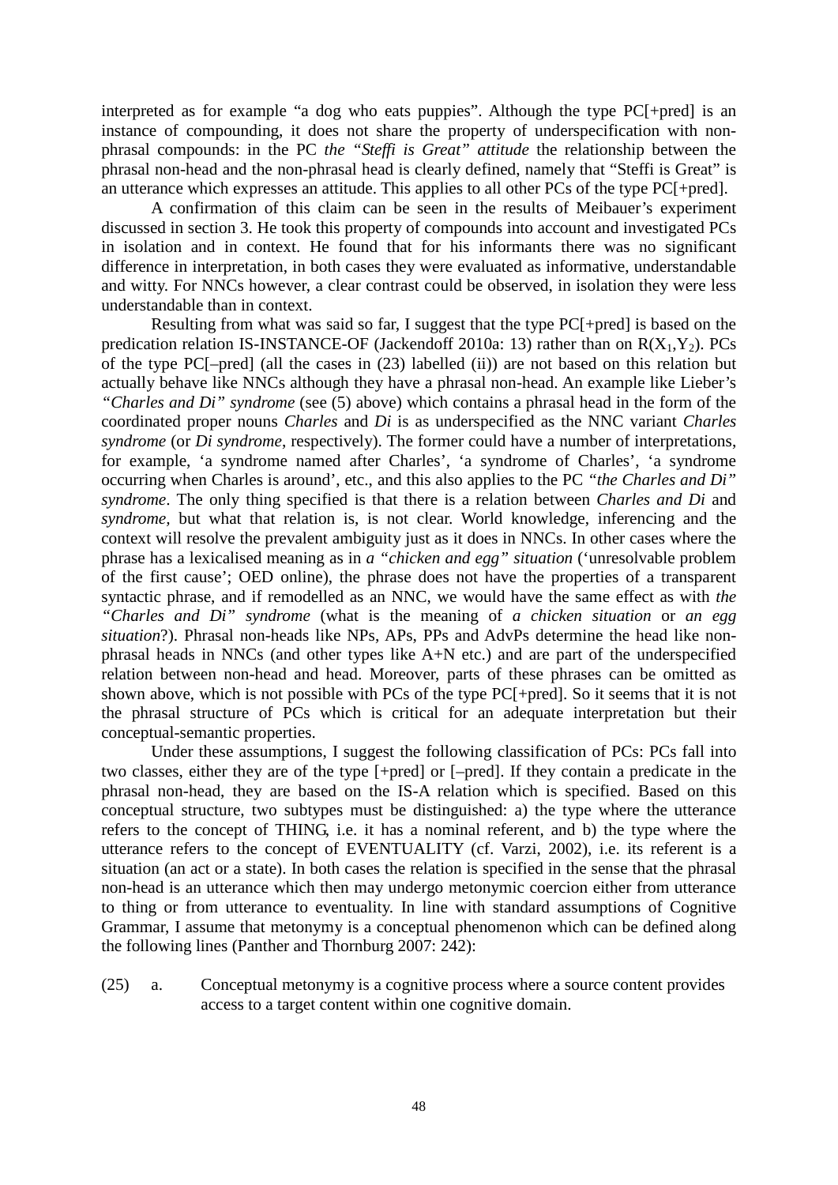interpreted as for example "a dog who eats puppies". Although the type PC[+pred] is an instance of compounding, it does not share the property of underspecification with non-phrasal compounds: in the PC *the "Steffi is Great" attitude* the relationship between the phrasal non-head and the non-phrasal head is clearly defined, namely that "Steffi is Great" is an utterance which expresses an attitude. This applies to all other PCs of the type PC[+pred].

A confirmation of this claim can be seen in the results of Meibauer's experiment discussed in section 3. He took this property of compounds into account and investigated PCs in isolation and in context. He found that for his informants there was no significant difference in interpretation, in both cases they were evaluated as informative, understandable and witty. For NNCs however, a clear contrast could be observed, in isolation they were less understandable than in context.

Resulting from what was said so far, I suggest that the type PC[+pred] is based on the predication relation IS-INSTANCE-OF (Jackendoff 2010a: 13) rather than on $R(X_1,Y_2)$. PCs of the type PC[–pred] (all the cases in (23) labelled (ii)) are not based on this relation but actually behave like NNCs although they have a phrasal non-head. An example like Lieber's *"Charles and Di" syndrome* (see (5) above) which contains a phrasal head in the form of the coordinated proper nouns *Charles* and *Di* is as underspecified as the NNC variant *Charles syndrome* (or *Di syndrome*, respectively). The former could have a number of interpretations, for example, 'a syndrome named after Charles', 'a syndrome of Charles', 'a syndrome occurring when Charles is around', etc., and this also applies to the PC *"the Charles and Di" syndrome*. The only thing specified is that there is a relation between *Charles and Di* and *syndrome*, but what that relation is, is not clear. World knowledge, inferencing and the context will resolve the prevalent ambiguity just as it does in NNCs. In other cases where the phrase has a lexicalised meaning as in *a "chicken and egg" situation* ('unresolvable problem of the first cause'; OED online), the phrase does not have the properties of a transparent syntactic phrase, and if remodelled as an NNC, we would have the same effect as with *the "Charles and Di" syndrome* (what is the meaning of *a chicken situation* or *an egg situation*?). Phrasal non-heads like NPs, APs, PPs and AdvPs determine the head like non-phrasal heads in NNCs (and other types like A+N etc.) and are part of the underspecified relation between non-head and head. Moreover, parts of these phrases can be omitted as shown above, which is not possible with PCs of the type PC[+pred]. So it seems that it is not the phrasal structure of PCs which is critical for an adequate interpretation but their conceptual-semantic properties.

Under these assumptions, I suggest the following classification of PCs: PCs fall into two classes, either they are of the type [+pred] or [–pred]. If they contain a predicate in the phrasal non-head, they are based on the IS-A relation which is specified. Based on this conceptual structure, two subtypes must be distinguished: a) the type where the utterance refers to the concept of THING, i.e. it has a nominal referent, and b) the type where the utterance refers to the concept of EVENTUALITY (cf. Varzi, 2002), i.e. its referent is a situation (an act or a state). In both cases the relation is specified in the sense that the phrasal non-head is an utterance which then may undergo metonymic coercion either from utterance to thing or from utterance to eventuality. In line with standard assumptions of Cognitive Grammar, I assume that metonymy is a conceptual phenomenon which can be defined along the following lines (Panther and Thornburg 2007: 242):

(25) a. Conceptual metonymy is a cognitive process where a source content provides access to a target content within one cognitive domain.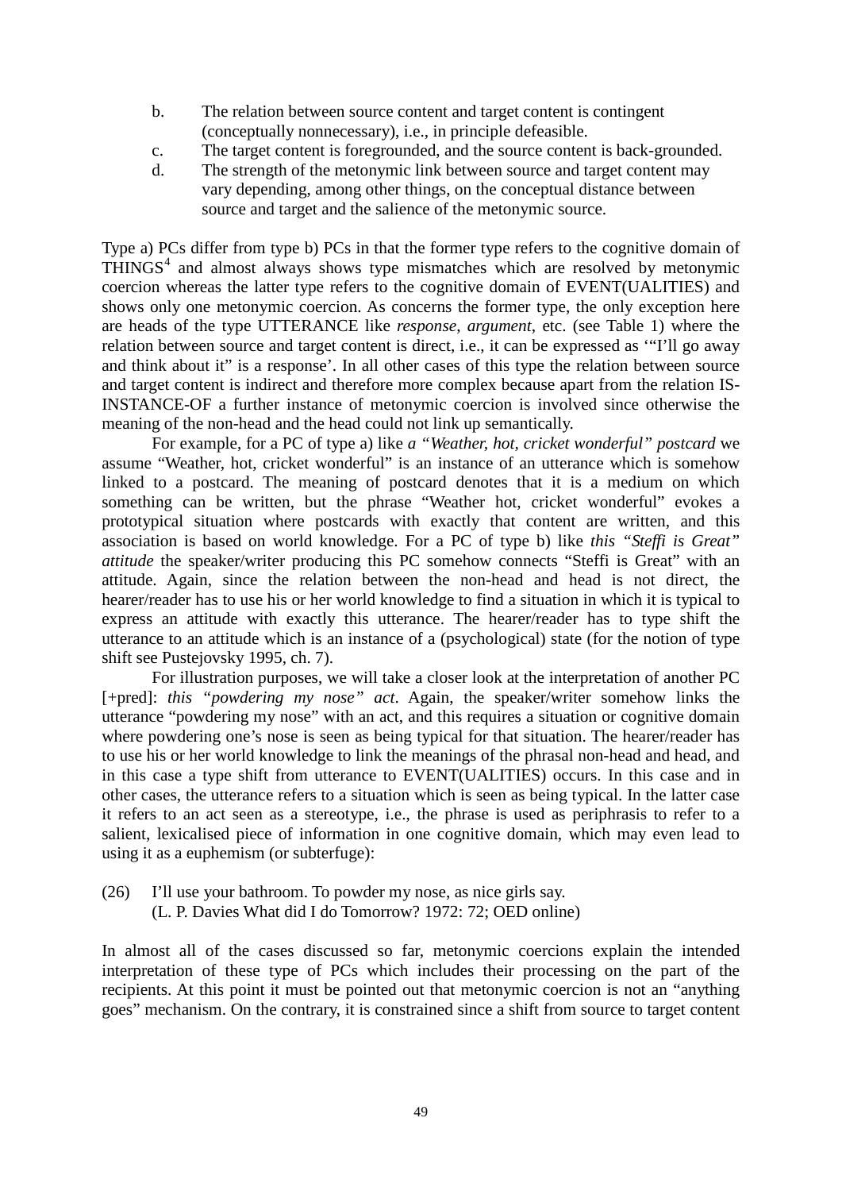b. The relation between source content and target content is contingent (conceptually nonnecessary), i.e., in principle defeasible.
c. The target content is foregrounded, and the source content is back-grounded.
d. The strength of the metonymic link between source and target content may vary depending, among other things, on the conceptual distance between source and target and the salience of the metonymic source.

Type a) PCs differ from type b) PCs in that the former type refers to the cognitive domain of THINGS[4] and almost always shows type mismatches which are resolved by metonymic coercion whereas the latter type refers to the cognitive domain of EVENT(UALITIES) and shows only one metonymic coercion. As concerns the former type, the only exception here are heads of the type UTTERANCE like *response*, *argument*, etc. (see Table 1) where the relation between source and target content is direct, i.e., it can be expressed as '"I'll go away and think about it" is a response'. In all other cases of this type the relation between source and target content is indirect and therefore more complex because apart from the relation IS-INSTANCE-OF a further instance of metonymic coercion is involved since otherwise the meaning of the non-head and the head could not link up semantically.

For example, for a PC of type a) like *a "Weather, hot, cricket wonderful" postcard* we assume "Weather, hot, cricket wonderful" is an instance of an utterance which is somehow linked to a postcard. The meaning of postcard denotes that it is a medium on which something can be written, but the phrase "Weather hot, cricket wonderful" evokes a prototypical situation where postcards with exactly that content are written, and this association is based on world knowledge. For a PC of type b) like *this "Steffi is Great" attitude* the speaker/writer producing this PC somehow connects "Steffi is Great" with an attitude. Again, since the relation between the non-head and head is not direct, the hearer/reader has to use his or her world knowledge to find a situation in which it is typical to express an attitude with exactly this utterance. The hearer/reader has to type shift the utterance to an attitude which is an instance of a (psychological) state (for the notion of type shift see Pustejovsky 1995, ch. 7).

For illustration purposes, we will take a closer look at the interpretation of another PC [+pred]: *this "powdering my nose" act*. Again, the speaker/writer somehow links the utterance "powdering my nose" with an act, and this requires a situation or cognitive domain where powdering one's nose is seen as being typical for that situation. The hearer/reader has to use his or her world knowledge to link the meanings of the phrasal non-head and head, and in this case a type shift from utterance to EVENT(UALITIES) occurs. In this case and in other cases, the utterance refers to a situation which is seen as being typical. In the latter case it refers to an act seen as a stereotype, i.e., the phrase is used as periphrasis to refer to a salient, lexicalised piece of information in one cognitive domain, which may even lead to using it as a euphemism (or subterfuge):

(26) I'll use your bathroom. To powder my nose, as nice girls say.
(L. P. Davies What did I do Tomorrow? 1972: 72; OED online)

In almost all of the cases discussed so far, metonymic coercions explain the intended interpretation of these type of PCs which includes their processing on the part of the recipients. At this point it must be pointed out that metonymic coercion is not an "anything goes" mechanism. On the contrary, it is constrained since a shift from source to target content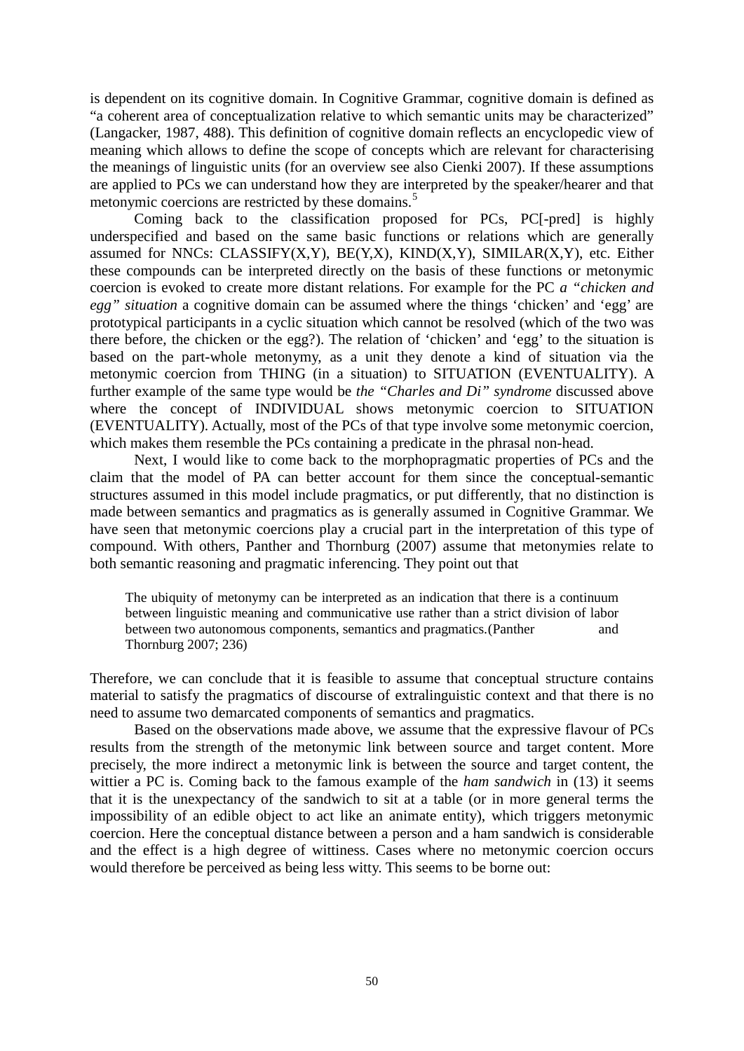is dependent on its cognitive domain. In Cognitive Grammar, cognitive domain is defined as "a coherent area of conceptualization relative to which semantic units may be characterized" (Langacker, 1987, 488). This definition of cognitive domain reflects an encyclopedic view of meaning which allows to define the scope of concepts which are relevant for characterising the meanings of linguistic units (for an overview see also Cienki 2007). If these assumptions are applied to PCs we can understand how they are interpreted by the speaker/hearer and that metonymic coercions are restricted by these domains.[5]

Coming back to the classification proposed for PCs, PC[-pred] is highly underspecified and based on the same basic functions or relations which are generally assumed for NNCs: CLASSIFY(X,Y), BE(Y,X), KIND(X,Y), SIMILAR(X,Y), etc. Either these compounds can be interpreted directly on the basis of these functions or metonymic coercion is evoked to create more distant relations. For example for the PC *a "chicken and egg" situation* a cognitive domain can be assumed where the things 'chicken' and 'egg' are prototypical participants in a cyclic situation which cannot be resolved (which of the two was there before, the chicken or the egg?). The relation of 'chicken' and 'egg' to the situation is based on the part-whole metonymy, as a unit they denote a kind of situation via the metonymic coercion from THING (in a situation) to SITUATION (EVENTUALITY). A further example of the same type would be *the "Charles and Di" syndrome* discussed above where the concept of INDIVIDUAL shows metonymic coercion to SITUATION (EVENTUALITY). Actually, most of the PCs of that type involve some metonymic coercion, which makes them resemble the PCs containing a predicate in the phrasal non-head.

Next, I would like to come back to the morphopragmatic properties of PCs and the claim that the model of PA can better account for them since the conceptual-semantic structures assumed in this model include pragmatics, or put differently, that no distinction is made between semantics and pragmatics as is generally assumed in Cognitive Grammar. We have seen that metonymic coercions play a crucial part in the interpretation of this type of compound. With others, Panther and Thornburg (2007) assume that metonymies relate to both semantic reasoning and pragmatic inferencing. They point out that

> The ubiquity of metonymy can be interpreted as an indication that there is a continuum between linguistic meaning and communicative use rather than a strict division of labor between two autonomous components, semantics and pragmatics.(Panther and Thornburg 2007; 236)

Therefore, we can conclude that it is feasible to assume that conceptual structure contains material to satisfy the pragmatics of discourse of extralinguistic context and that there is no need to assume two demarcated components of semantics and pragmatics.

Based on the observations made above, we assume that the expressive flavour of PCs results from the strength of the metonymic link between source and target content. More precisely, the more indirect a metonymic link is between the source and target content, the wittier a PC is. Coming back to the famous example of the *ham sandwich* in (13) it seems that it is the unexpectancy of the sandwich to sit at a table (or in more general terms the impossibility of an edible object to act like an animate entity), which triggers metonymic coercion. Here the conceptual distance between a person and a ham sandwich is considerable and the effect is a high degree of wittiness. Cases where no metonymic coercion occurs would therefore be perceived as being less witty. This seems to be borne out: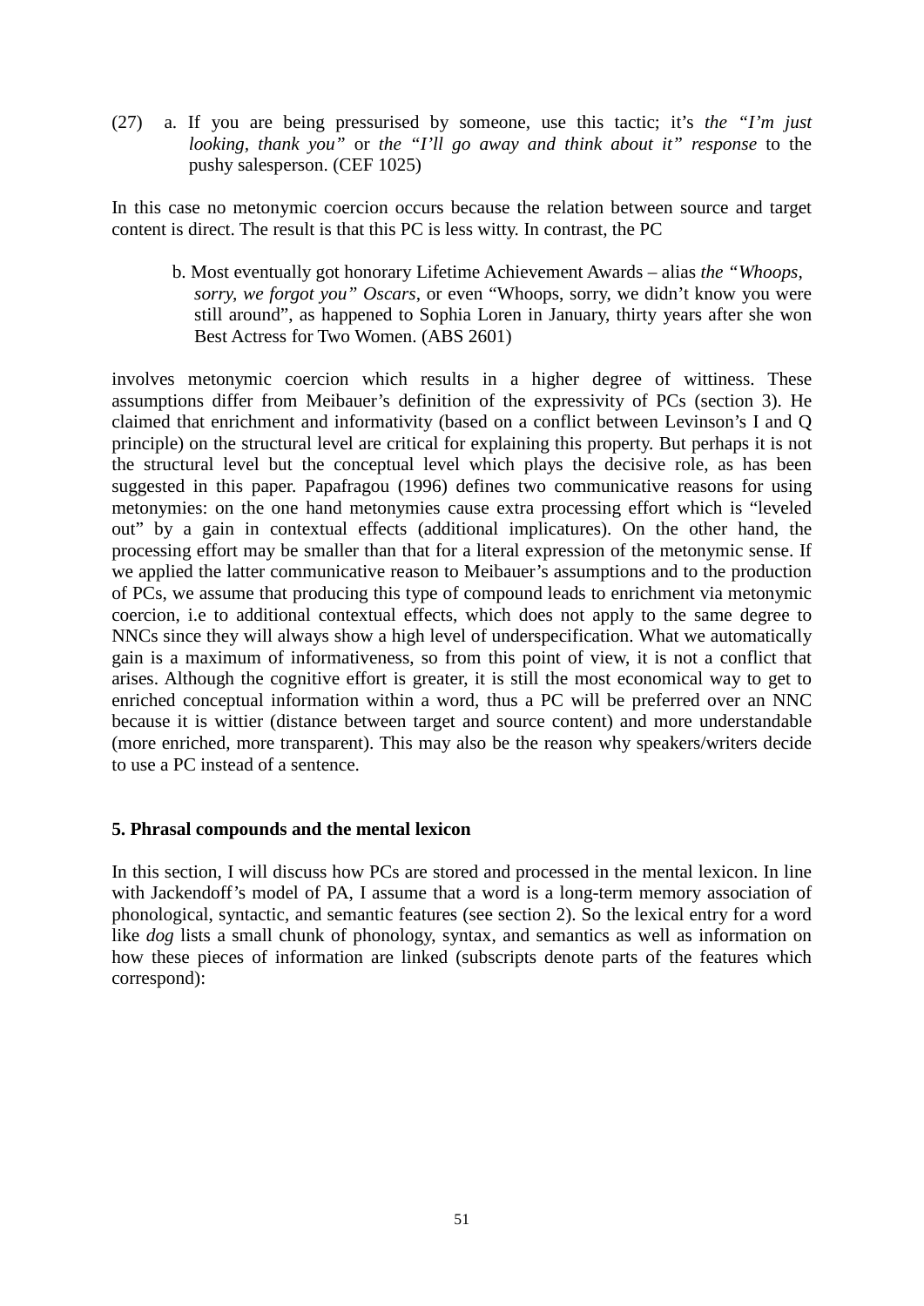(27) a. If you are being pressurised by someone, use this tactic; it's *the "I'm just looking, thank you"* or *the "I'll go away and think about it" response* to the pushy salesperson. (CEF 1025)

In this case no metonymic coercion occurs because the relation between source and target content is direct. The result is that this PC is less witty. In contrast, the PC

b. Most eventually got honorary Lifetime Achievement Awards – alias *the "Whoops, sorry, we forgot you" Oscars*, or even "Whoops, sorry, we didn't know you were still around", as happened to Sophia Loren in January, thirty years after she won Best Actress for Two Women. (ABS 2601)

involves metonymic coercion which results in a higher degree of wittiness. These assumptions differ from Meibauer's definition of the expressivity of PCs (section 3). He claimed that enrichment and informativity (based on a conflict between Levinson's I and Q principle) on the structural level are critical for explaining this property. But perhaps it is not the structural level but the conceptual level which plays the decisive role, as has been suggested in this paper. Papafragou (1996) defines two communicative reasons for using metonymies: on the one hand metonymies cause extra processing effort which is "leveled out" by a gain in contextual effects (additional implicatures). On the other hand, the processing effort may be smaller than that for a literal expression of the metonymic sense. If we applied the latter communicative reason to Meibauer's assumptions and to the production of PCs, we assume that producing this type of compound leads to enrichment via metonymic coercion, i.e to additional contextual effects, which does not apply to the same degree to NNCs since they will always show a high level of underspecification. What we automatically gain is a maximum of informativeness, so from this point of view, it is not a conflict that arises. Although the cognitive effort is greater, it is still the most economical way to get to enriched conceptual information within a word, thus a PC will be preferred over an NNC because it is wittier (distance between target and source content) and more understandable (more enriched, more transparent). This may also be the reason why speakers/writers decide to use a PC instead of a sentence.

## 5. Phrasal compounds and the mental lexicon

In this section, I will discuss how PCs are stored and processed in the mental lexicon. In line with Jackendoff's model of PA, I assume that a word is a long-term memory association of phonological, syntactic, and semantic features (see section 2). So the lexical entry for a word like *dog* lists a small chunk of phonology, syntax, and semantics as well as information on how these pieces of information are linked (subscripts denote parts of the features which correspond):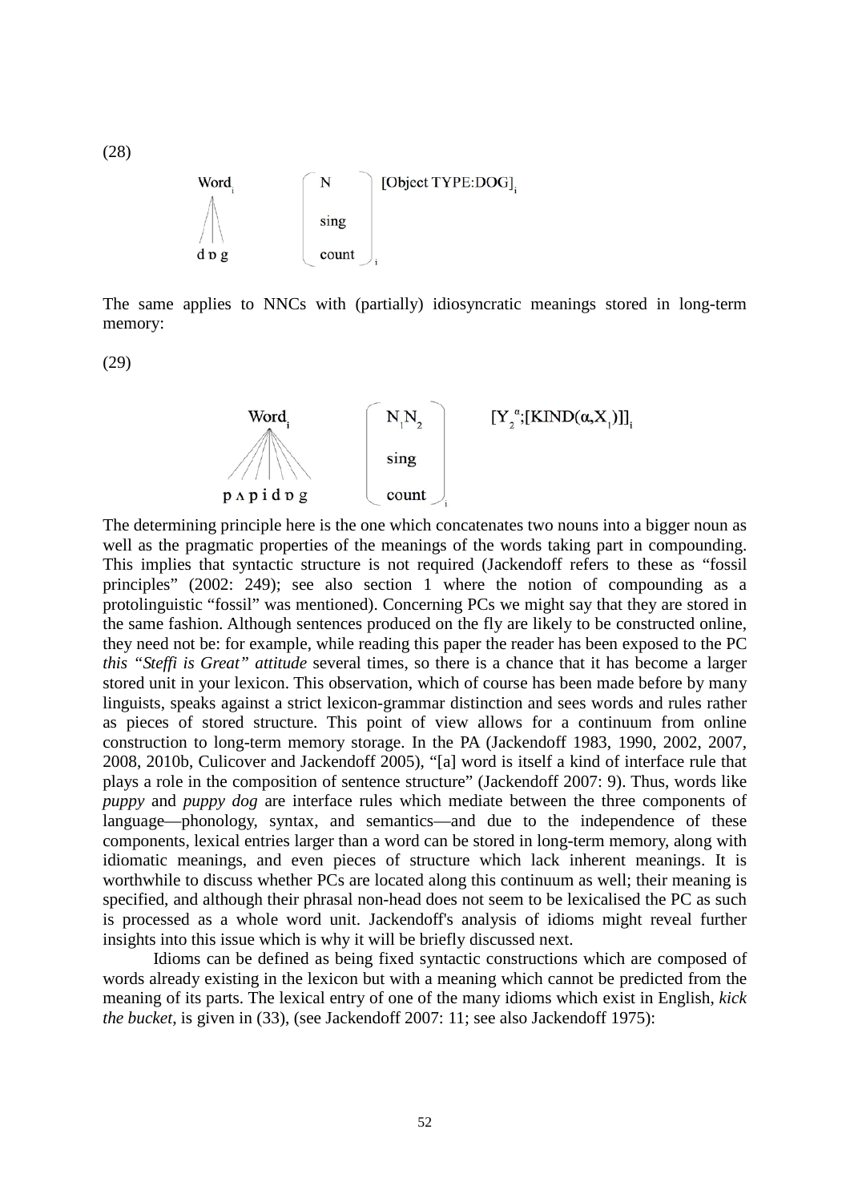(28)

$$\text{Word}_i \quad \begin{bmatrix} \text{N} \\ \text{sing} \\ \text{count} \end{bmatrix}_i \quad [\text{Object TYPE:DOG}]_i$$

d ɒ g

The same applies to NNCs with (partially) idiosyncratic meanings stored in long-term memory:

(29)

$$\text{Word}_i \quad \begin{bmatrix} \text{N}_1\text{N}_2 \\ \text{sing} \\ \text{count} \end{bmatrix}_i \quad [\text{Y}_2^{\alpha};[\text{KIND}(\alpha,\text{X}_1)]]_i$$

p ʌ p i d ɒ g

The determining principle here is the one which concatenates two nouns into a bigger noun as well as the pragmatic properties of the meanings of the words taking part in compounding. This implies that syntactic structure is not required (Jackendoff refers to these as "fossil principles" (2002: 249); see also section 1 where the notion of compounding as a protolinguistic "fossil" was mentioned). Concerning PCs we might say that they are stored in the same fashion. Although sentences produced on the fly are likely to be constructed online, they need not be: for example, while reading this paper the reader has been exposed to the PC *this "Steffi is Great" attitude* several times, so there is a chance that it has become a larger stored unit in your lexicon. This observation, which of course has been made before by many linguists, speaks against a strict lexicon-grammar distinction and sees words and rules rather as pieces of stored structure. This point of view allows for a continuum from online construction to long-term memory storage. In the PA (Jackendoff 1983, 1990, 2002, 2007, 2008, 2010b, Culicover and Jackendoff 2005), "[a] word is itself a kind of interface rule that plays a role in the composition of sentence structure" (Jackendoff 2007: 9). Thus, words like *puppy* and *puppy dog* are interface rules which mediate between the three components of language—phonology, syntax, and semantics—and due to the independence of these components, lexical entries larger than a word can be stored in long-term memory, along with idiomatic meanings, and even pieces of structure which lack inherent meanings. It is worthwhile to discuss whether PCs are located along this continuum as well; their meaning is specified, and although their phrasal non-head does not seem to be lexicalised the PC as such is processed as a whole word unit. Jackendoff's analysis of idioms might reveal further insights into this issue which is why it will be briefly discussed next.

Idioms can be defined as being fixed syntactic constructions which are composed of words already existing in the lexicon but with a meaning which cannot be predicted from the meaning of its parts. The lexical entry of one of the many idioms which exist in English, *kick the bucket*, is given in (33), (see Jackendoff 2007: 11; see also Jackendoff 1975):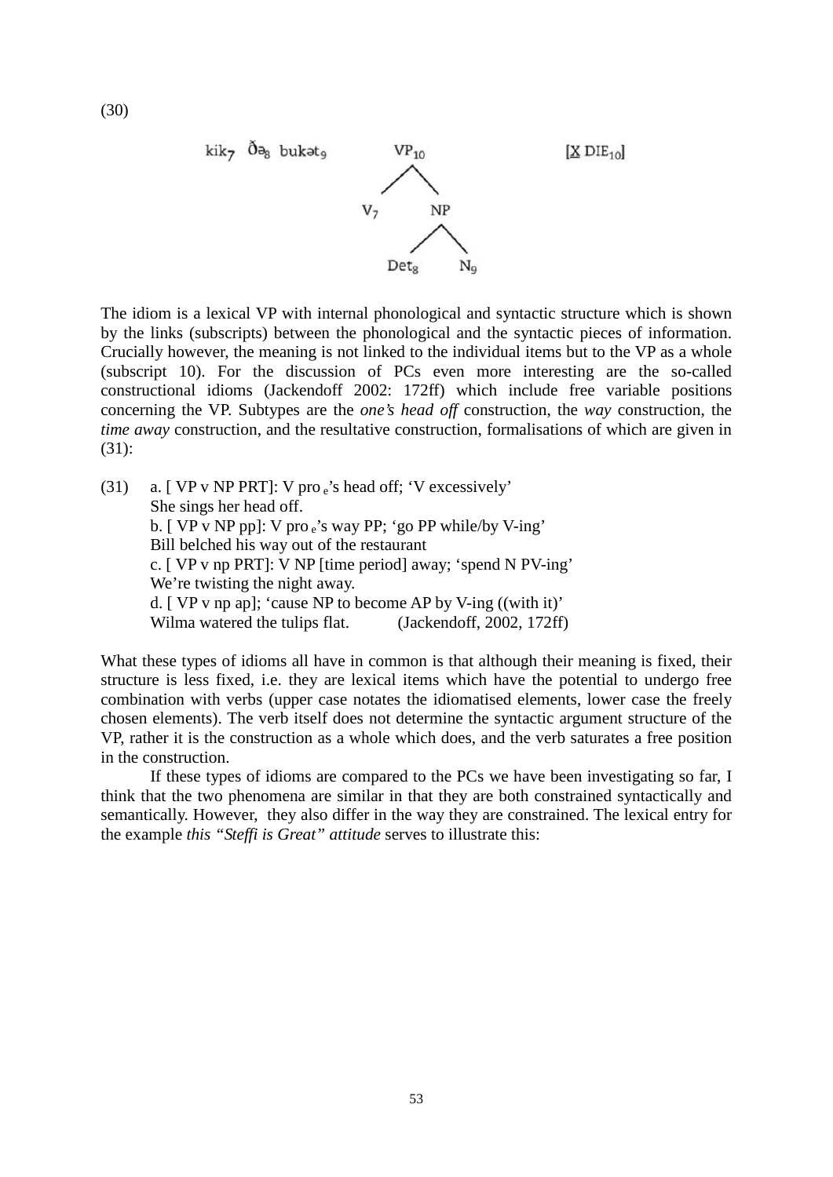(30)

kik$_7$ ðə$_8$ bukət$_9$ VP$_{10}$ [$\underline{X}$ DIE$_{10}$]

```
        VP10
       /    \
     V7      NP
            /  \
         Det8   N9
```

The idiom is a lexical VP with internal phonological and syntactic structure which is shown by the links (subscripts) between the phonological and the syntactic pieces of information. Crucially however, the meaning is not linked to the individual items but to the VP as a whole (subscript 10). For the discussion of PCs even more interesting are the so-called constructional idioms (Jackendoff 2002: 172ff) which include free variable positions concerning the VP. Subtypes are the *one's head off* construction, the *way* construction, the *time away* construction, and the resultative construction, formalisations of which are given in (31):

(31) a. [ VP v NP PRT]: V pro $_e$'s head off; 'V excessively'
She sings her head off.
b. [ VP v NP pp]: V pro $_e$'s way PP; 'go PP while/by V-ing'
Bill belched his way out of the restaurant
c. [ VP v np PRT]: V NP [time period] away; 'spend N PV-ing'
We're twisting the night away.
d. [ VP v np ap]; 'cause NP to become AP by V-ing ((with it)'
Wilma watered the tulips flat. (Jackendoff, 2002, 172ff)

What these types of idioms all have in common is that although their meaning is fixed, their structure is less fixed, i.e. they are lexical items which have the potential to undergo free combination with verbs (upper case notates the idiomatised elements, lower case the freely chosen elements). The verb itself does not determine the syntactic argument structure of the VP, rather it is the construction as a whole which does, and the verb saturates a free position in the construction.

If these types of idioms are compared to the PCs we have been investigating so far, I think that the two phenomena are similar in that they are both constrained syntactically and semantically. However, they also differ in the way they are constrained. The lexical entry for the example *this "Steffi is Great" attitude* serves to illustrate this: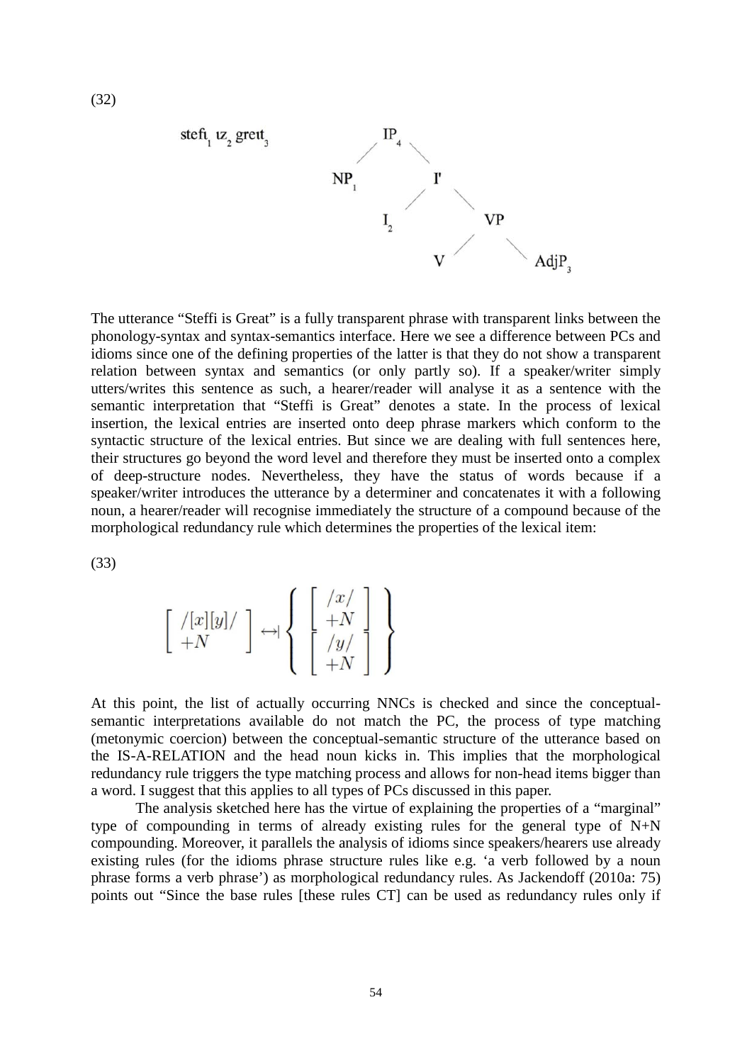(32)

stefɪ$_1$ ɪz$_2$ greɪt$_3$

```
              IP_4
             /    \
          NP_1     I'
                  /  \
               I_2    VP
                     /  \
                    V    AdjP_3
```

The utterance “Steffi is Great” is a fully transparent phrase with transparent links between the phonology-syntax and syntax-semantics interface. Here we see a difference between PCs and idioms since one of the defining properties of the latter is that they do not show a transparent relation between syntax and semantics (or only partly so). If a speaker/writer simply utters/writes this sentence as such, a hearer/reader will analyse it as a sentence with the semantic interpretation that “Steffi is Great” denotes a state. In the process of lexical insertion, the lexical entries are inserted onto deep phrase markers which conform to the syntactic structure of the lexical entries. But since we are dealing with full sentences here, their structures go beyond the word level and therefore they must be inserted onto a complex of deep-structure nodes. Nevertheless, they have the status of words because if a speaker/writer introduces the utterance by a determiner and concatenates it with a following noun, a hearer/reader will recognise immediately the structure of a compound because of the morphological redundancy rule which determines the properties of the lexical item:

(33)

$$\left[ \begin{array}{l} /[x][y]/ \\ +N \end{array} \right] \leftrightarrow \left\{ \begin{array}{l} \left[ \begin{array}{l} /x/ \\ +N \end{array} \right] \\ \left[ \begin{array}{l} /y/ \\ +N \end{array} \right] \end{array} \right\}$$

At this point, the list of actually occurring NNCs is checked and since the conceptual-semantic interpretations available do not match the PC, the process of type matching (metonymic coercion) between the conceptual-semantic structure of the utterance based on the IS-A-RELATION and the head noun kicks in. This implies that the morphological redundancy rule triggers the type matching process and allows for non-head items bigger than a word. I suggest that this applies to all types of PCs discussed in this paper.

The analysis sketched here has the virtue of explaining the properties of a “marginal” type of compounding in terms of already existing rules for the general type of N+N compounding. Moreover, it parallels the analysis of idioms since speakers/hearers use already existing rules (for the idioms phrase structure rules like e.g. ‘a verb followed by a noun phrase forms a verb phrase’) as morphological redundancy rules. As Jackendoff (2010a: 75) points out “Since the base rules [these rules CT] can be used as redundancy rules only if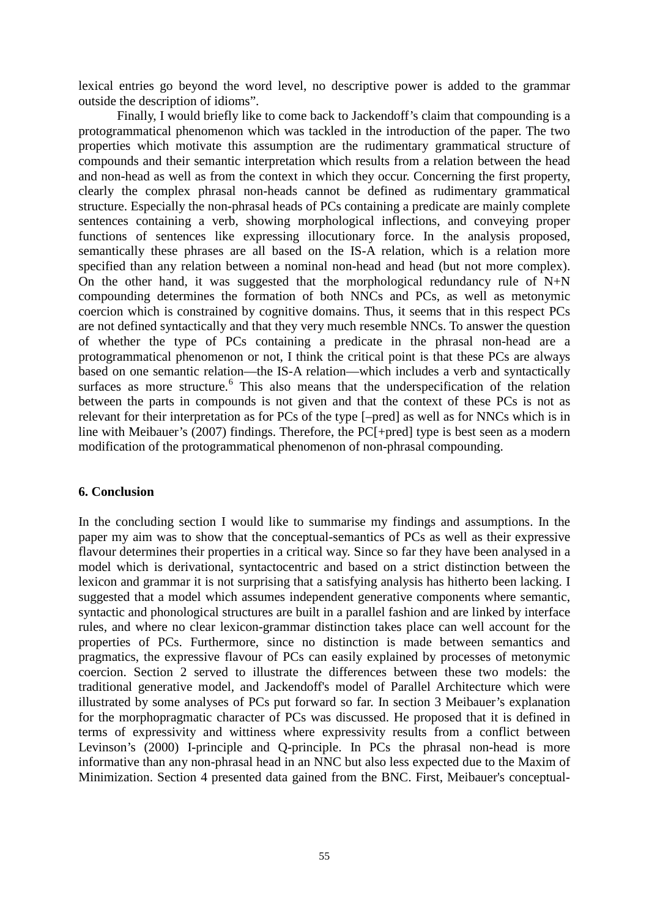lexical entries go beyond the word level, no descriptive power is added to the grammar outside the description of idioms".

Finally, I would briefly like to come back to Jackendoff's claim that compounding is a protogrammatical phenomenon which was tackled in the introduction of the paper. The two properties which motivate this assumption are the rudimentary grammatical structure of compounds and their semantic interpretation which results from a relation between the head and non-head as well as from the context in which they occur. Concerning the first property, clearly the complex phrasal non-heads cannot be defined as rudimentary grammatical structure. Especially the non-phrasal heads of PCs containing a predicate are mainly complete sentences containing a verb, showing morphological inflections, and conveying proper functions of sentences like expressing illocutionary force. In the analysis proposed, semantically these phrases are all based on the IS-A relation, which is a relation more specified than any relation between a nominal non-head and head (but not more complex). On the other hand, it was suggested that the morphological redundancy rule of N+N compounding determines the formation of both NNCs and PCs, as well as metonymic coercion which is constrained by cognitive domains. Thus, it seems that in this respect PCs are not defined syntactically and that they very much resemble NNCs. To answer the question of whether the type of PCs containing a predicate in the phrasal non-head are a protogrammatical phenomenon or not, I think the critical point is that these PCs are always based on one semantic relation—the IS-A relation—which includes a verb and syntactically surfaces as more structure.[6] This also means that the underspecification of the relation between the parts in compounds is not given and that the context of these PCs is not as relevant for their interpretation as for PCs of the type [–pred] as well as for NNCs which is in line with Meibauer's (2007) findings. Therefore, the PC[+pred] type is best seen as a modern modification of the protogrammatical phenomenon of non-phrasal compounding.

## 6. Conclusion

In the concluding section I would like to summarise my findings and assumptions. In the paper my aim was to show that the conceptual-semantics of PCs as well as their expressive flavour determines their properties in a critical way. Since so far they have been analysed in a model which is derivational, syntactocentric and based on a strict distinction between the lexicon and grammar it is not surprising that a satisfying analysis has hitherto been lacking. I suggested that a model which assumes independent generative components where semantic, syntactic and phonological structures are built in a parallel fashion and are linked by interface rules, and where no clear lexicon-grammar distinction takes place can well account for the properties of PCs. Furthermore, since no distinction is made between semantics and pragmatics, the expressive flavour of PCs can easily explained by processes of metonymic coercion. Section 2 served to illustrate the differences between these two models: the traditional generative model, and Jackendoff's model of Parallel Architecture which were illustrated by some analyses of PCs put forward so far. In section 3 Meibauer's explanation for the morphopragmatic character of PCs was discussed. He proposed that it is defined in terms of expressivity and wittiness where expressivity results from a conflict between Levinson's (2000) I-principle and Q-principle. In PCs the phrasal non-head is more informative than any non-phrasal head in an NNC but also less expected due to the Maxim of Minimization. Section 4 presented data gained from the BNC. First, Meibauer's conceptual-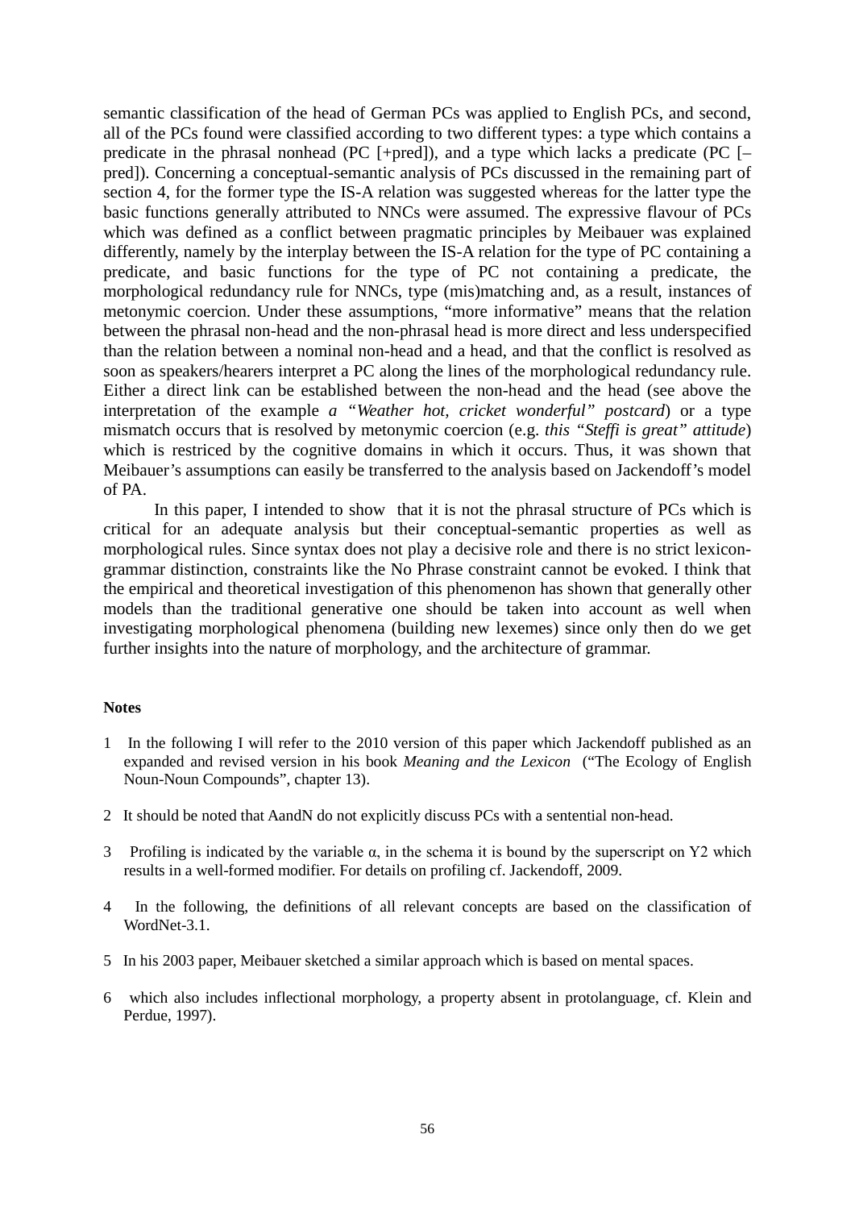semantic classification of the head of German PCs was applied to English PCs, and second, all of the PCs found were classified according to two different types: a type which contains a predicate in the phrasal nonhead (PC [+pred]), and a type which lacks a predicate (PC [–pred]). Concerning a conceptual-semantic analysis of PCs discussed in the remaining part of section 4, for the former type the IS-A relation was suggested whereas for the latter type the basic functions generally attributed to NNCs were assumed. The expressive flavour of PCs which was defined as a conflict between pragmatic principles by Meibauer was explained differently, namely by the interplay between the IS-A relation for the type of PC containing a predicate, and basic functions for the type of PC not containing a predicate, the morphological redundancy rule for NNCs, type (mis)matching and, as a result, instances of metonymic coercion. Under these assumptions, "more informative" means that the relation between the phrasal non-head and the non-phrasal head is more direct and less underspecified than the relation between a nominal non-head and a head, and that the conflict is resolved as soon as speakers/hearers interpret a PC along the lines of the morphological redundancy rule. Either a direct link can be established between the non-head and the head (see above the interpretation of the example *a "Weather hot, cricket wonderful" postcard*) or a type mismatch occurs that is resolved by metonymic coercion (e.g. *this "Steffi is great" attitude*) which is restriced by the cognitive domains in which it occurs. Thus, it was shown that Meibauer's assumptions can easily be transferred to the analysis based on Jackendoff's model of PA.

In this paper, I intended to show that it is not the phrasal structure of PCs which is critical for an adequate analysis but their conceptual-semantic properties as well as morphological rules. Since syntax does not play a decisive role and there is no strict lexicon-grammar distinction, constraints like the No Phrase constraint cannot be evoked. I think that the empirical and theoretical investigation of this phenomenon has shown that generally other models than the traditional generative one should be taken into account as well when investigating morphological phenomena (building new lexemes) since only then do we get further insights into the nature of morphology, and the architecture of grammar.

**Notes**

1 In the following I will refer to the 2010 version of this paper which Jackendoff published as an expanded and revised version in his book *Meaning and the Lexicon* ("The Ecology of English Noun-Noun Compounds", chapter 13).

2 It should be noted that AandN do not explicitly discuss PCs with a sentential non-head.

3 Profiling is indicated by the variable α, in the schema it is bound by the superscript on Y2 which results in a well-formed modifier. For details on profiling cf. Jackendoff, 2009.

4 In the following, the definitions of all relevant concepts are based on the classification of WordNet-3.1.

5 In his 2003 paper, Meibauer sketched a similar approach which is based on mental spaces.

6 which also includes inflectional morphology, a property absent in protolanguage, cf. Klein and Perdue, 1997).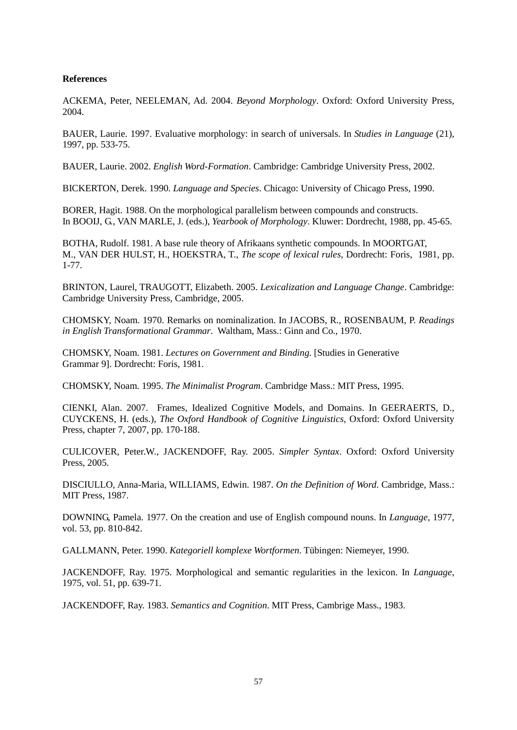**References**

ACKEMA, Peter, NEELEMAN, Ad. 2004. *Beyond Morphology*. Oxford: Oxford University Press, 2004.

BAUER, Laurie. 1997. Evaluative morphology: in search of universals. In *Studies in Language* (21), 1997, pp. 533-75.

BAUER, Laurie. 2002. *English Word-Formation*. Cambridge: Cambridge University Press, 2002.

BICKERTON, Derek. 1990. *Language and Species*. Chicago: University of Chicago Press, 1990.

BORER, Hagit. 1988. On the morphological parallelism between compounds and constructs. In BOOIJ, G., VAN MARLE, J. (eds.), *Yearbook of Morphology*. Kluwer: Dordrecht, 1988, pp. 45-65.

BOTHA, Rudolf. 1981. A base rule theory of Afrikaans synthetic compounds. In MOORTGAT, M., VAN DER HULST, H., HOEKSTRA, T., *The scope of lexical rules*, Dordrecht: Foris, 1981, pp. 1-77.

BRINTON, Laurel, TRAUGOTT, Elizabeth. 2005. *Lexicalization and Language Change*. Cambridge: Cambridge University Press, Cambridge, 2005.

CHOMSKY, Noam. 1970. Remarks on nominalization. In JACOBS, R., ROSENBAUM, P. *Readings in English Transformational Grammar*. Waltham, Mass.: Ginn and Co., 1970.

CHOMSKY, Noam. 1981. *Lectures on Government and Binding*. [Studies in Generative Grammar 9]. Dordrecht: Foris, 1981.

CHOMSKY, Noam. 1995. *The Minimalist Program*. Cambridge Mass.: MIT Press, 1995.

CIENKI, Alan. 2007. Frames, Idealized Cognitive Models, and Domains. In GEERAERTS, D., CUYCKENS, H. (eds.), *The Oxford Handbook of Cognitive Linguistics*, Oxford: Oxford University Press, chapter 7, 2007, pp. 170-188.

CULICOVER, Peter.W., JACKENDOFF, Ray. 2005. *Simpler Syntax*. Oxford: Oxford University Press, 2005.

DISCIULLO, Anna-Maria, WILLIAMS, Edwin. 1987. *On the Definition of Word*. Cambridge, Mass.: MIT Press, 1987.

DOWNING, Pamela. 1977. On the creation and use of English compound nouns. In *Language*, 1977, vol. 53, pp. 810-842.

GALLMANN, Peter. 1990. *Kategoriell komplexe Wortformen*. Tübingen: Niemeyer, 1990.

JACKENDOFF, Ray. 1975. Morphological and semantic regularities in the lexicon. In *Language*, 1975, vol. 51, pp. 639-71.

JACKENDOFF, Ray. 1983. *Semantics and Cognition*. MIT Press, Cambrige Mass., 1983.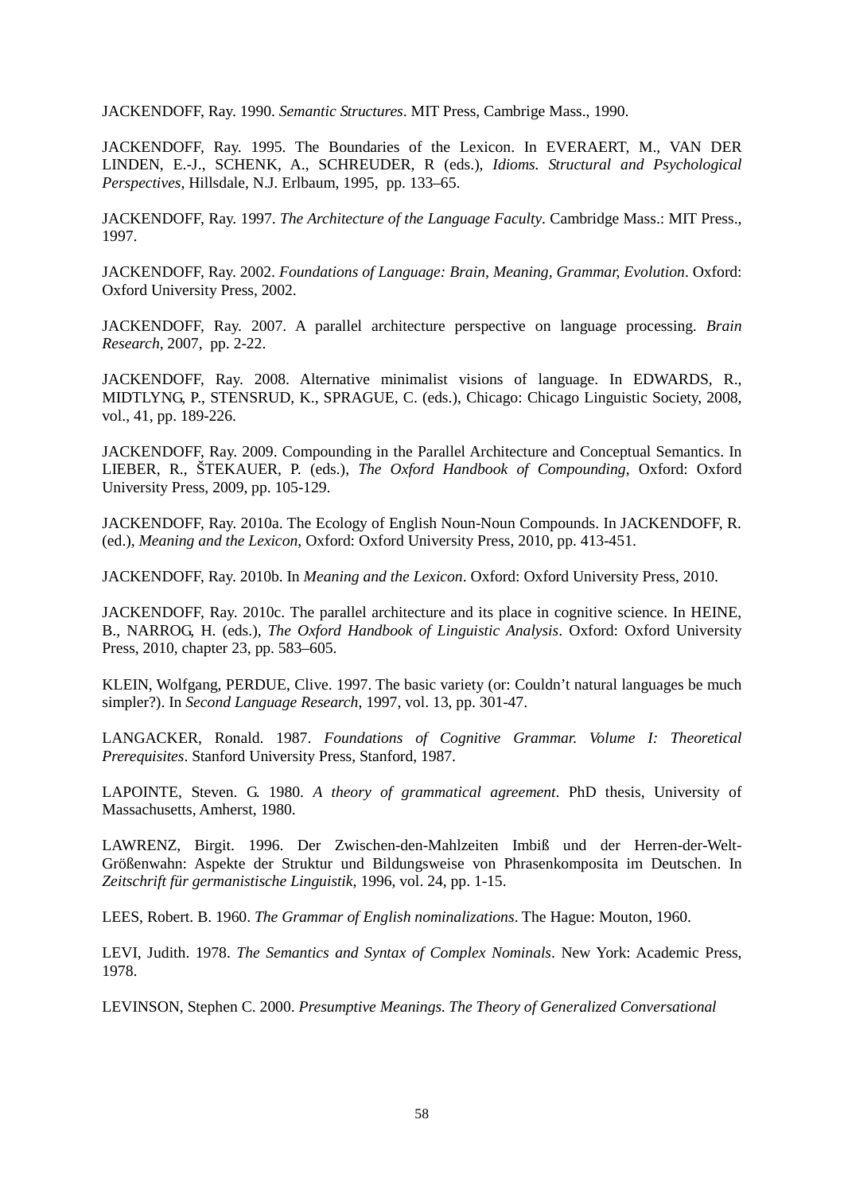JACKENDOFF, Ray. 1990. *Semantic Structures*. MIT Press, Cambrige Mass., 1990.

JACKENDOFF, Ray. 1995. The Boundaries of the Lexicon. In EVERAERT, M., VAN DER LINDEN, E.-J., SCHENK, A., SCHREUDER, R (eds.), *Idioms. Structural and Psychological Perspectives*, Hillsdale, N.J. Erlbaum, 1995, pp. 133–65.

JACKENDOFF, Ray. 1997. *The Architecture of the Language Faculty*. Cambridge Mass.: MIT Press., 1997.

JACKENDOFF, Ray. 2002. *Foundations of Language: Brain, Meaning, Grammar, Evolution*. Oxford: Oxford University Press, 2002.

JACKENDOFF, Ray. 2007. A parallel architecture perspective on language processing. *Brain Research*, 2007, pp. 2-22.

JACKENDOFF, Ray. 2008. Alternative minimalist visions of language. In EDWARDS, R., MIDTLYNG, P., STENSRUD, K., SPRAGUE, C. (eds.), Chicago: Chicago Linguistic Society, 2008, vol., 41, pp. 189-226.

JACKENDOFF, Ray. 2009. Compounding in the Parallel Architecture and Conceptual Semantics. In LIEBER, R., ŠTEKAUER, P. (eds.), *The Oxford Handbook of Compounding*, Oxford: Oxford University Press, 2009, pp. 105-129.

JACKENDOFF, Ray. 2010a. The Ecology of English Noun-Noun Compounds. In JACKENDOFF, R. (ed.), *Meaning and the Lexicon*, Oxford: Oxford University Press, 2010, pp. 413-451.

JACKENDOFF, Ray. 2010b. In *Meaning and the Lexicon*. Oxford: Oxford University Press, 2010.

JACKENDOFF, Ray. 2010c. The parallel architecture and its place in cognitive science. In HEINE, B., NARROG, H. (eds.), *The Oxford Handbook of Linguistic Analysis*. Oxford: Oxford University Press, 2010, chapter 23, pp. 583–605.

KLEIN, Wolfgang, PERDUE, Clive. 1997. The basic variety (or: Couldn't natural languages be much simpler?). In *Second Language Research*, 1997, vol. 13, pp. 301-47.

LANGACKER, Ronald. 1987. *Foundations of Cognitive Grammar. Volume I: Theoretical Prerequisites*. Stanford University Press, Stanford, 1987.

LAPOINTE, Steven. G. 1980. *A theory of grammatical agreement*. PhD thesis, University of Massachusetts, Amherst, 1980.

LAWRENZ, Birgit. 1996. Der Zwischen-den-Mahlzeiten Imbiß und der Herren-der-Welt-Größenwahn: Aspekte der Struktur und Bildungsweise von Phrasenkomposita im Deutschen. In *Zeitschrift für germanistische Linguistik*, 1996, vol. 24, pp. 1-15.

LEES, Robert. B. 1960. *The Grammar of English nominalizations*. The Hague: Mouton, 1960.

LEVI, Judith. 1978. *The Semantics and Syntax of Complex Nominals*. New York: Academic Press, 1978.

LEVINSON, Stephen C. 2000. *Presumptive Meanings. The Theory of Generalized Conversational*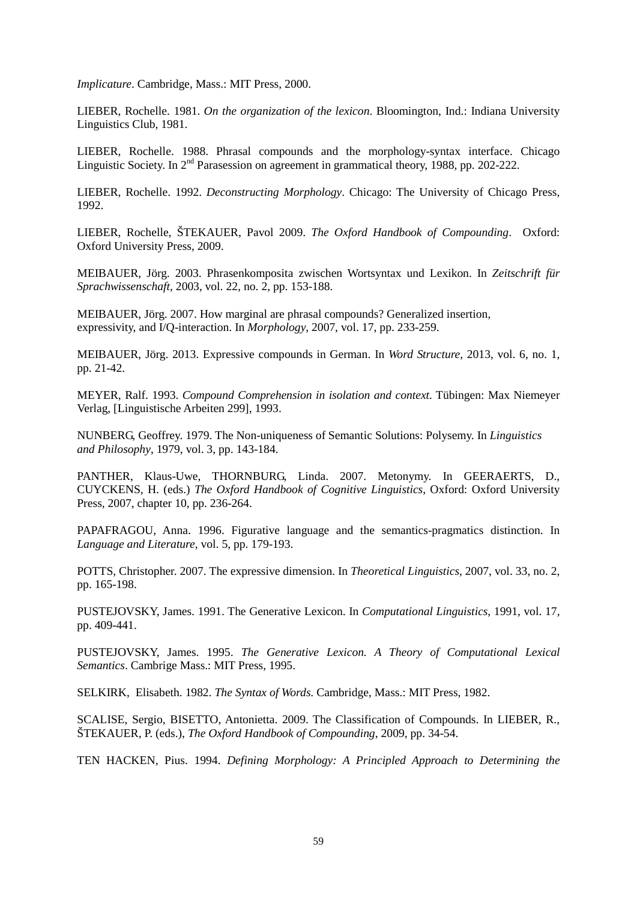*Implicature*. Cambridge, Mass.: MIT Press, 2000.

LIEBER, Rochelle. 1981. *On the organization of the lexicon*. Bloomington, Ind.: Indiana University Linguistics Club, 1981.

LIEBER, Rochelle. 1988. Phrasal compounds and the morphology-syntax interface. Chicago Linguistic Society. In 2nd Parasession on agreement in grammatical theory, 1988, pp. 202-222.

LIEBER, Rochelle. 1992. *Deconstructing Morphology*. Chicago: The University of Chicago Press, 1992.

LIEBER, Rochelle, ŠTEKAUER, Pavol 2009. *The Oxford Handbook of Compounding*. Oxford: Oxford University Press, 2009.

MEIBAUER, Jörg. 2003. Phrasenkomposita zwischen Wortsyntax und Lexikon. In *Zeitschrift für Sprachwissenschaft*, 2003, vol. 22, no. 2, pp. 153-188.

MEIBAUER, Jörg. 2007. How marginal are phrasal compounds? Generalized insertion, expressivity, and I/Q-interaction. In *Morphology*, 2007, vol. 17, pp. 233-259.

MEIBAUER, Jörg. 2013. Expressive compounds in German. In *Word Structure*, 2013, vol. 6, no. 1, pp. 21-42.

MEYER, Ralf. 1993. *Compound Comprehension in isolation and context*. Tübingen: Max Niemeyer Verlag, [Linguistische Arbeiten 299], 1993.

NUNBERG, Geoffrey. 1979. The Non-uniqueness of Semantic Solutions: Polysemy. In *Linguistics and Philosophy*, 1979, vol. 3, pp. 143-184.

PANTHER, Klaus-Uwe, THORNBURG, Linda. 2007. Metonymy. In GEERAERTS, D., CUYCKENS, H. (eds.) *The Oxford Handbook of Cognitive Linguistics*, Oxford: Oxford University Press, 2007, chapter 10, pp. 236-264.

PAPAFRAGOU, Anna. 1996. Figurative language and the semantics-pragmatics distinction. In *Language and Literature*, vol. 5, pp. 179-193.

POTTS, Christopher. 2007. The expressive dimension. In *Theoretical Linguistics*, 2007, vol. 33, no. 2, pp. 165-198.

PUSTEJOVSKY, James. 1991. The Generative Lexicon. In *Computational Linguistics*, 1991, vol. 17, pp. 409-441.

PUSTEJOVSKY, James. 1995. *The Generative Lexicon. A Theory of Computational Lexical Semantics*. Cambrige Mass.: MIT Press, 1995.

SELKIRK, Elisabeth. 1982. *The Syntax of Words.* Cambridge, Mass.: MIT Press, 1982.

SCALISE, Sergio, BISETTO, Antonietta. 2009. The Classification of Compounds. In LIEBER, R., ŠTEKAUER, P. (eds.), *The Oxford Handbook of Compounding*, 2009, pp. 34-54.

TEN HACKEN, Pius. 1994. *Defining Morphology: A Principled Approach to Determining the*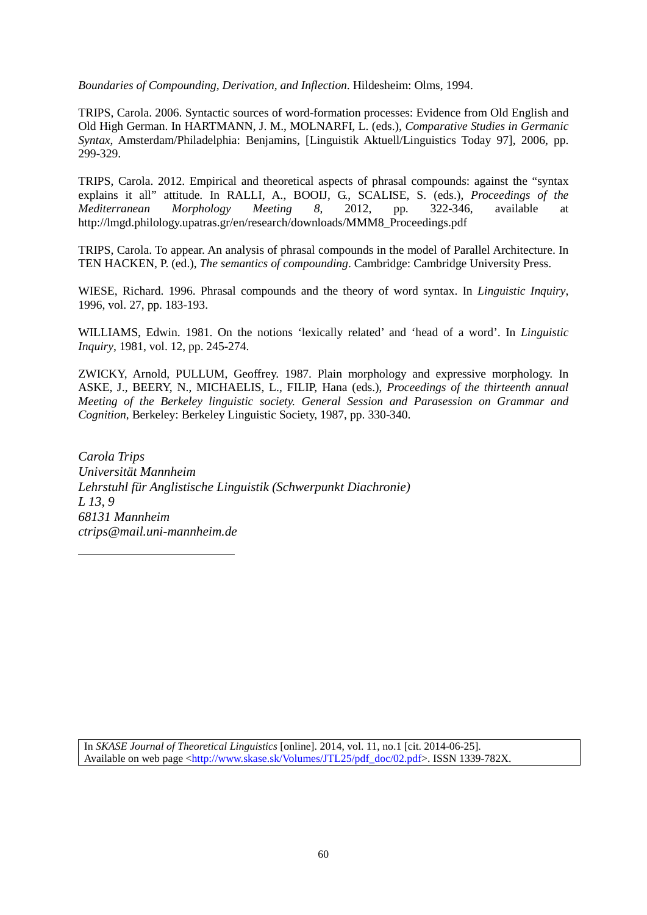*Boundaries of Compounding, Derivation, and Inflection*. Hildesheim: Olms, 1994.

TRIPS, Carola. 2006. Syntactic sources of word-formation processes: Evidence from Old English and Old High German. In HARTMANN, J. M., MOLNARFI, L. (eds.), *Comparative Studies in Germanic Syntax*, Amsterdam/Philadelphia: Benjamins, [Linguistik Aktuell/Linguistics Today 97], 2006, pp. 299-329.

TRIPS, Carola. 2012. Empirical and theoretical aspects of phrasal compounds: against the "syntax explains it all" attitude. In RALLI, A., BOOIJ, G., SCALISE, S. (eds.), *Proceedings of the Mediterranean Morphology Meeting 8*, 2012, pp. 322-346, available at http://lmgd.philology.upatras.gr/en/research/downloads/MMM8_Proceedings.pdf

TRIPS, Carola. To appear. An analysis of phrasal compounds in the model of Parallel Architecture. In TEN HACKEN, P. (ed.), *The semantics of compounding*. Cambridge: Cambridge University Press.

WIESE, Richard. 1996. Phrasal compounds and the theory of word syntax. In *Linguistic Inquiry*, 1996, vol. 27, pp. 183-193.

WILLIAMS, Edwin. 1981. On the notions 'lexically related' and 'head of a word'. In *Linguistic Inquiry*, 1981, vol. 12, pp. 245-274.

ZWICKY, Arnold, PULLUM, Geoffrey. 1987. Plain morphology and expressive morphology. In ASKE, J., BEERY, N., MICHAELIS, L., FILIP, Hana (eds.), *Proceedings of the thirteenth annual Meeting of the Berkeley linguistic society. General Session and Parasession on Grammar and Cognition*, Berkeley: Berkeley Linguistic Society, 1987, pp. 330-340.

*Carola Trips*
*Universität Mannheim*
*Lehrstuhl für Anglistische Linguistik (Schwerpunkt Diachronie)*
*L 13, 9*
*68131 Mannheim*
*ctrips@mail.uni-mannheim.de*

In *SKASE Journal of Theoretical Linguistics* [online]. 2014, vol. 11, no.1 [cit. 2014-06-25]. Available on web page <http://www.skase.sk/Volumes/JTL25/pdf_doc/02.pdf>. ISSN 1339-782X.